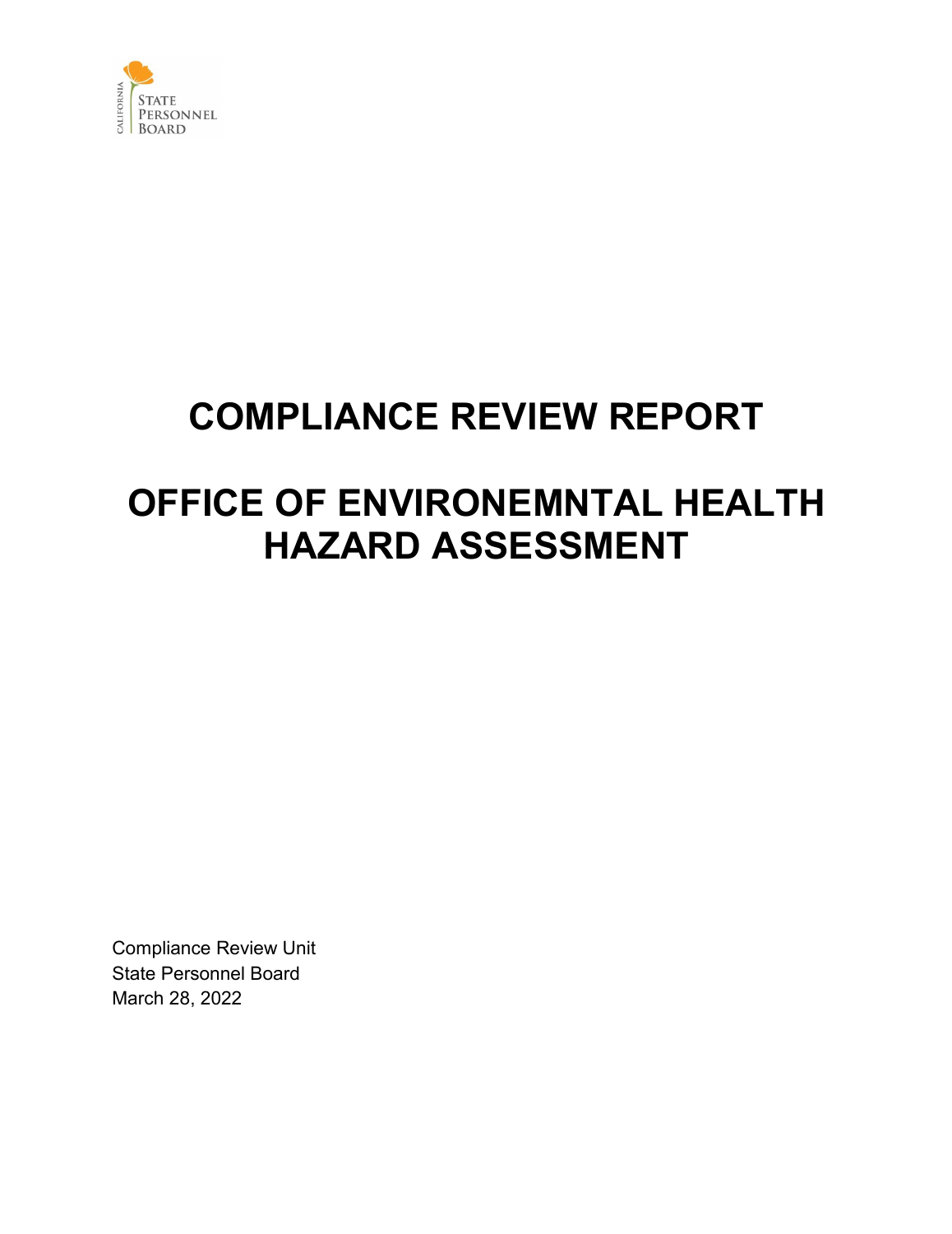CALIFORNIA STATE PERSONNEL BOARD

# COMPLIANCE REVIEW REPORT

# OFFICE OF ENVIRONEMNTAL HEALTH HAZARD ASSESSMENT

Compliance Review Unit
State Personnel Board
March 28, 2022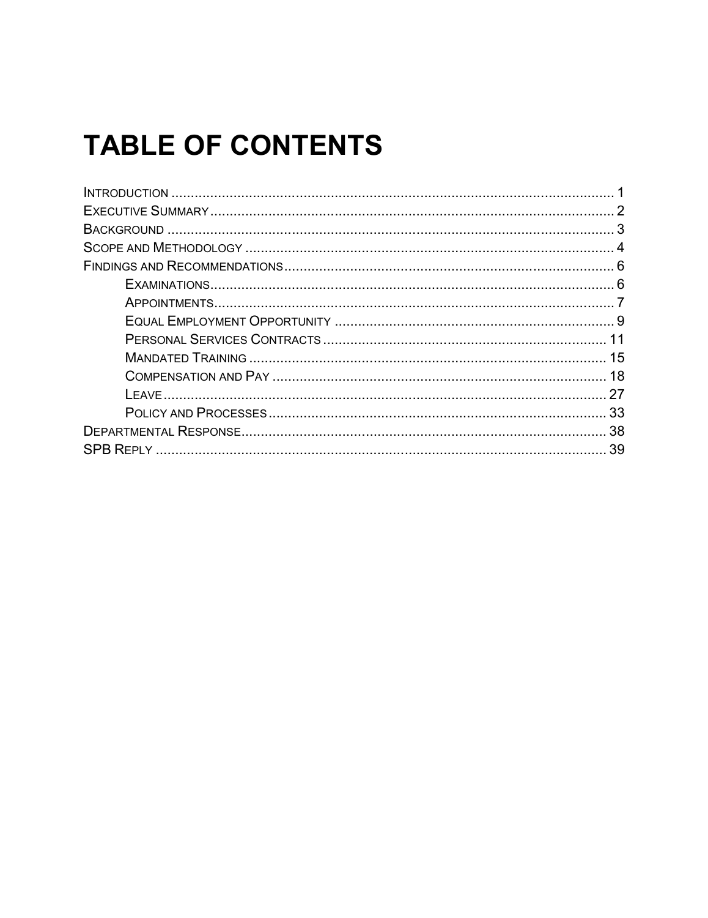# TABLE OF CONTENTS

Introduction ........................................................................................................... 1
Executive Summary ................................................................................................. 2
Background ............................................................................................................ 3
Scope and Methodology ......................................................................................... 4
Findings and Recommendations ............................................................................. 6
    Examinations ..................................................................................................... 6
    Appointments ..................................................................................................... 7
    Equal Employment Opportunity ........................................................................ 9
    Personal Services Contracts ............................................................................ 11
    Mandated Training ........................................................................................... 15
    Compensation and Pay .................................................................................... 18
    Leave ................................................................................................................ 27
    Policy and Processes ........................................................................................ 33
Departmental Response ........................................................................................ 38
SPB Reply .............................................................................................................. 39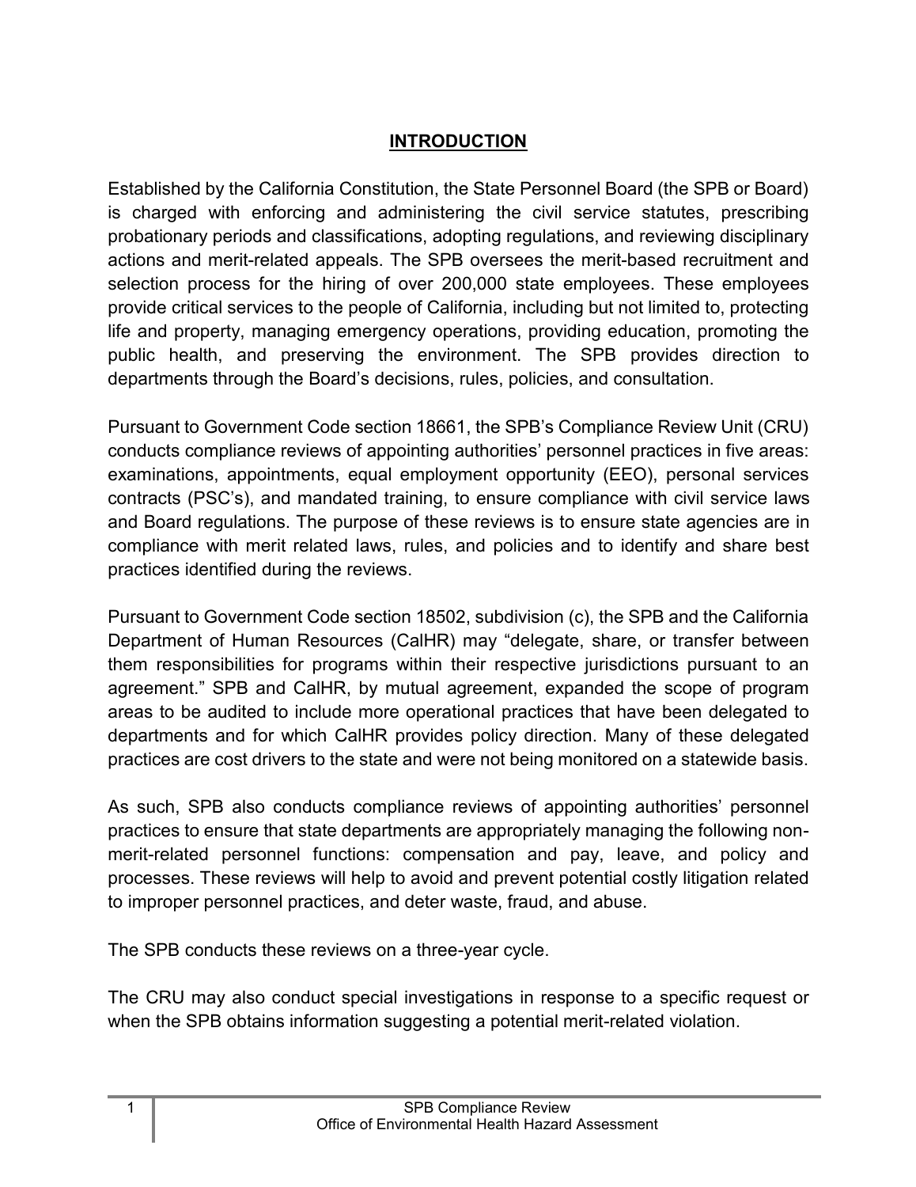## INTRODUCTION

Established by the California Constitution, the State Personnel Board (the SPB or Board) is charged with enforcing and administering the civil service statutes, prescribing probationary periods and classifications, adopting regulations, and reviewing disciplinary actions and merit-related appeals. The SPB oversees the merit-based recruitment and selection process for the hiring of over 200,000 state employees. These employees provide critical services to the people of California, including but not limited to, protecting life and property, managing emergency operations, providing education, promoting the public health, and preserving the environment. The SPB provides direction to departments through the Board's decisions, rules, policies, and consultation.

Pursuant to Government Code section 18661, the SPB's Compliance Review Unit (CRU) conducts compliance reviews of appointing authorities' personnel practices in five areas: examinations, appointments, equal employment opportunity (EEO), personal services contracts (PSC's), and mandated training, to ensure compliance with civil service laws and Board regulations. The purpose of these reviews is to ensure state agencies are in compliance with merit related laws, rules, and policies and to identify and share best practices identified during the reviews.

Pursuant to Government Code section 18502, subdivision (c), the SPB and the California Department of Human Resources (CalHR) may "delegate, share, or transfer between them responsibilities for programs within their respective jurisdictions pursuant to an agreement." SPB and CalHR, by mutual agreement, expanded the scope of program areas to be audited to include more operational practices that have been delegated to departments and for which CalHR provides policy direction. Many of these delegated practices are cost drivers to the state and were not being monitored on a statewide basis.

As such, SPB also conducts compliance reviews of appointing authorities' personnel practices to ensure that state departments are appropriately managing the following non-merit-related personnel functions: compensation and pay, leave, and policy and processes. These reviews will help to avoid and prevent potential costly litigation related to improper personnel practices, and deter waste, fraud, and abuse.

The SPB conducts these reviews on a three-year cycle.

The CRU may also conduct special investigations in response to a specific request or when the SPB obtains information suggesting a potential merit-related violation.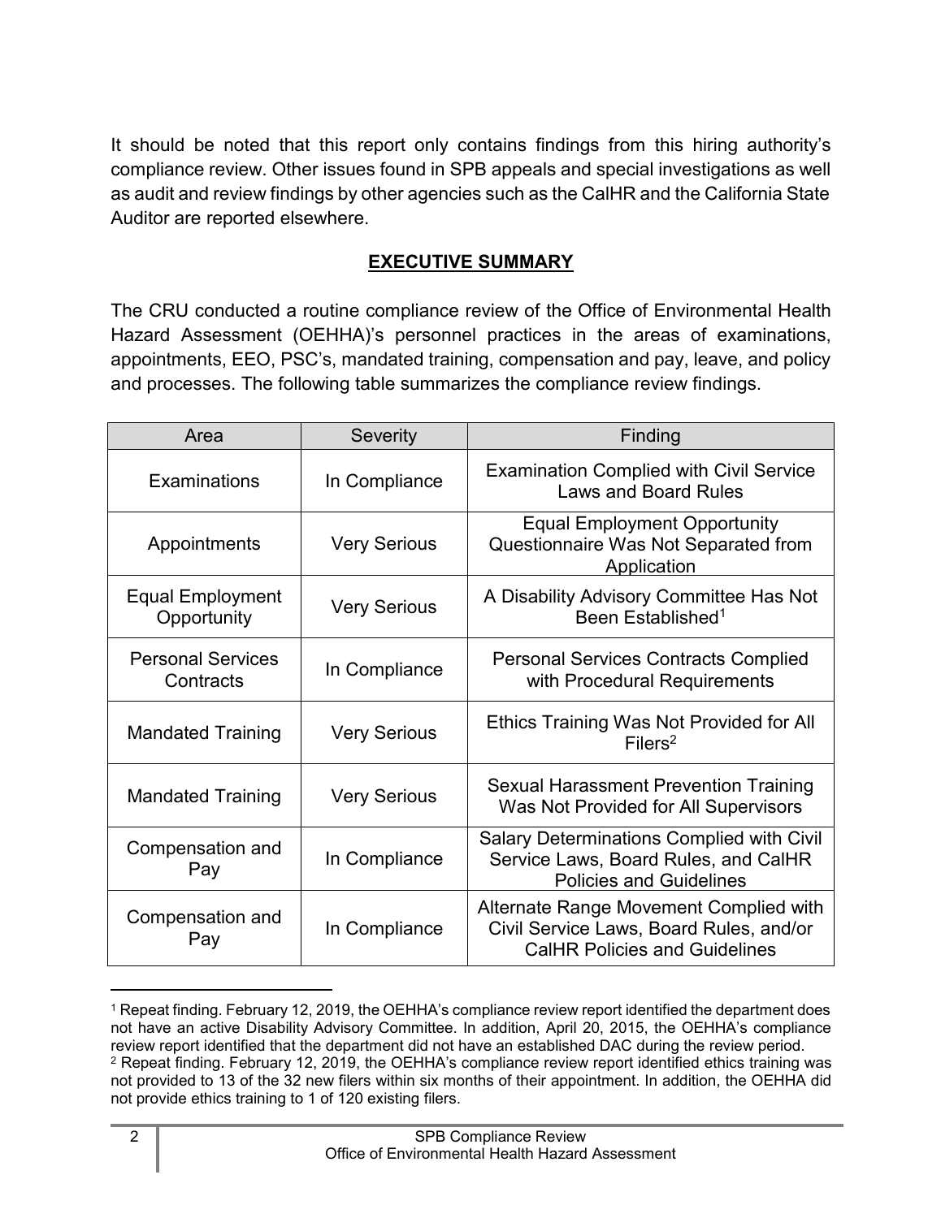It should be noted that this report only contains findings from this hiring authority's compliance review. Other issues found in SPB appeals and special investigations as well as audit and review findings by other agencies such as the CalHR and the California State Auditor are reported elsewhere.

## EXECUTIVE SUMMARY

The CRU conducted a routine compliance review of the Office of Environmental Health Hazard Assessment (OEHHA)'s personnel practices in the areas of examinations, appointments, EEO, PSC's, mandated training, compensation and pay, leave, and policy and processes. The following table summarizes the compliance review findings.

| Area | Severity | Finding |
| --- | --- | --- |
| Examinations | In Compliance | Examination Complied with Civil Service Laws and Board Rules |
| Appointments | Very Serious | Equal Employment Opportunity Questionnaire Was Not Separated from Application |
| Equal Employment Opportunity | Very Serious | A Disability Advisory Committee Has Not Been Established[1] |
| Personal Services Contracts | In Compliance | Personal Services Contracts Complied with Procedural Requirements |
| Mandated Training | Very Serious | Ethics Training Was Not Provided for All Filers[2] |
| Mandated Training | Very Serious | Sexual Harassment Prevention Training Was Not Provided for All Supervisors |
| Compensation and Pay | In Compliance | Salary Determinations Complied with Civil Service Laws, Board Rules, and CalHR Policies and Guidelines |
| Compensation and Pay | In Compliance | Alternate Range Movement Complied with Civil Service Laws, Board Rules, and/or CalHR Policies and Guidelines |

[1] Repeat finding. February 12, 2019, the OEHHA's compliance review report identified the department does not have an active Disability Advisory Committee. In addition, April 20, 2015, the OEHHA's compliance review report identified that the department did not have an established DAC during the review period.

[2] Repeat finding. February 12, 2019, the OEHHA's compliance review report identified ethics training was not provided to 13 of the 32 new filers within six months of their appointment. In addition, the OEHHA did not provide ethics training to 1 of 120 existing filers.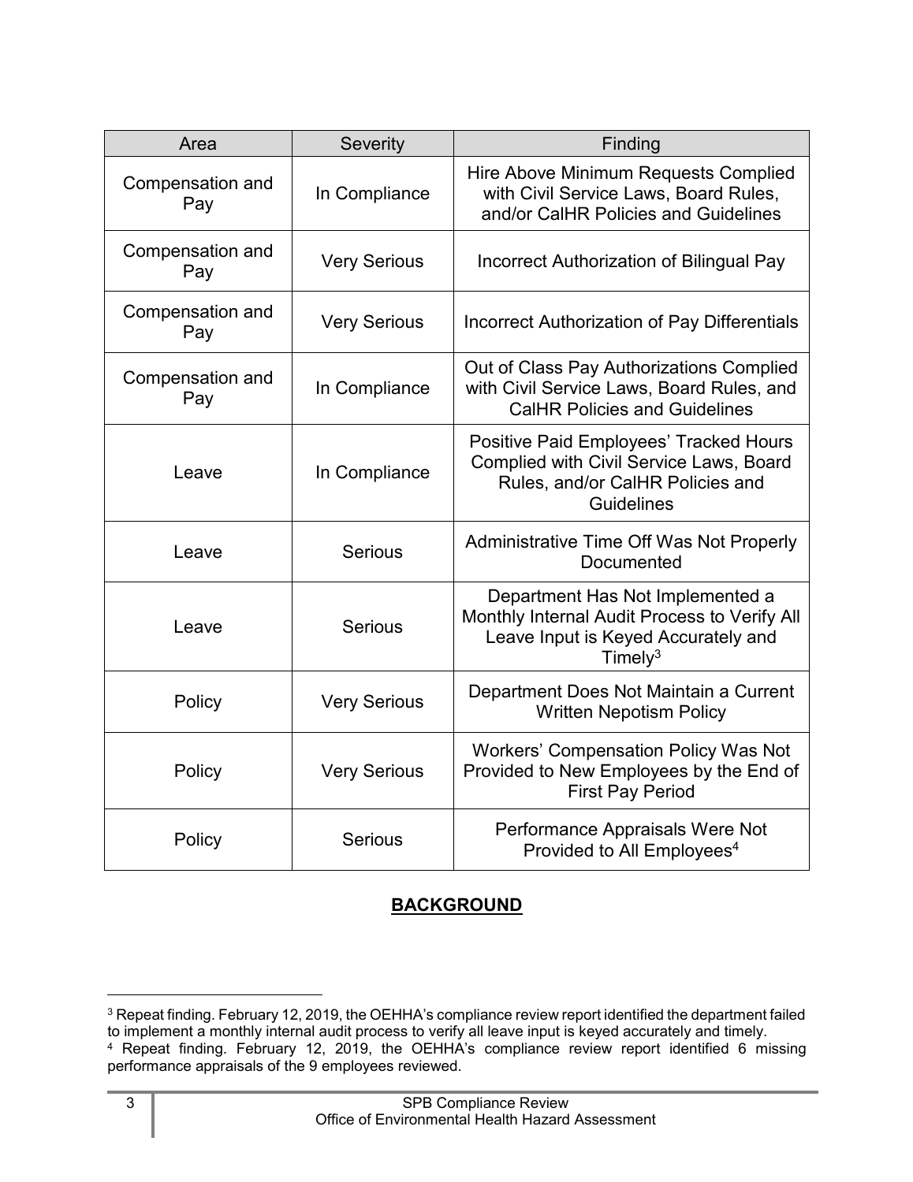| Area | Severity | Finding |
| --- | --- | --- |
| Compensation and Pay | In Compliance | Hire Above Minimum Requests Complied with Civil Service Laws, Board Rules, and/or CalHR Policies and Guidelines |
| Compensation and Pay | Very Serious | Incorrect Authorization of Bilingual Pay |
| Compensation and Pay | Very Serious | Incorrect Authorization of Pay Differentials |
| Compensation and Pay | In Compliance | Out of Class Pay Authorizations Complied with Civil Service Laws, Board Rules, and CalHR Policies and Guidelines |
| Leave | In Compliance | Positive Paid Employees' Tracked Hours Complied with Civil Service Laws, Board Rules, and/or CalHR Policies and Guidelines |
| Leave | Serious | Administrative Time Off Was Not Properly Documented |
| Leave | Serious | Department Has Not Implemented a Monthly Internal Audit Process to Verify All Leave Input is Keyed Accurately and Timely[3] |
| Policy | Very Serious | Department Does Not Maintain a Current Written Nepotism Policy |
| Policy | Very Serious | Workers' Compensation Policy Was Not Provided to New Employees by the End of First Pay Period |
| Policy | Serious | Performance Appraisals Were Not Provided to All Employees[4] |

## BACKGROUND

[3] Repeat finding. February 12, 2019, the OEHHA's compliance review report identified the department failed to implement a monthly internal audit process to verify all leave input is keyed accurately and timely.

[4] Repeat finding. February 12, 2019, the OEHHA's compliance review report identified 6 missing performance appraisals of the 9 employees reviewed.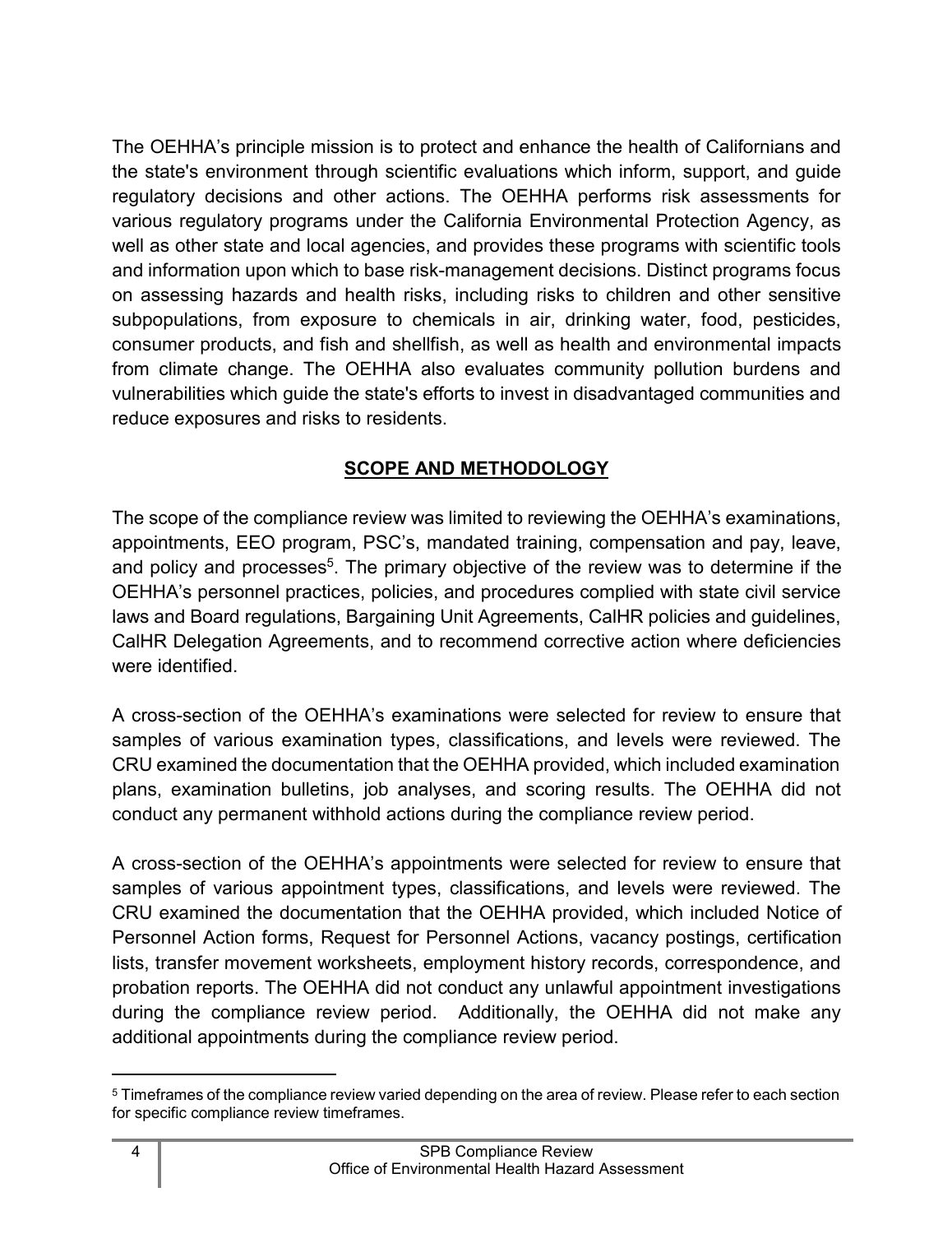The OEHHA's principle mission is to protect and enhance the health of Californians and the state's environment through scientific evaluations which inform, support, and guide regulatory decisions and other actions. The OEHHA performs risk assessments for various regulatory programs under the California Environmental Protection Agency, as well as other state and local agencies, and provides these programs with scientific tools and information upon which to base risk-management decisions. Distinct programs focus on assessing hazards and health risks, including risks to children and other sensitive subpopulations, from exposure to chemicals in air, drinking water, food, pesticides, consumer products, and fish and shellfish, as well as health and environmental impacts from climate change. The OEHHA also evaluates community pollution burdens and vulnerabilities which guide the state's efforts to invest in disadvantaged communities and reduce exposures and risks to residents.

## SCOPE AND METHODOLOGY

The scope of the compliance review was limited to reviewing the OEHHA's examinations, appointments, EEO program, PSC's, mandated training, compensation and pay, leave, and policy and processes[5]. The primary objective of the review was to determine if the OEHHA's personnel practices, policies, and procedures complied with state civil service laws and Board regulations, Bargaining Unit Agreements, CalHR policies and guidelines, CalHR Delegation Agreements, and to recommend corrective action where deficiencies were identified.

A cross-section of the OEHHA's examinations were selected for review to ensure that samples of various examination types, classifications, and levels were reviewed. The CRU examined the documentation that the OEHHA provided, which included examination plans, examination bulletins, job analyses, and scoring results. The OEHHA did not conduct any permanent withhold actions during the compliance review period.

A cross-section of the OEHHA's appointments were selected for review to ensure that samples of various appointment types, classifications, and levels were reviewed. The CRU examined the documentation that the OEHHA provided, which included Notice of Personnel Action forms, Request for Personnel Actions, vacancy postings, certification lists, transfer movement worksheets, employment history records, correspondence, and probation reports. The OEHHA did not conduct any unlawful appointment investigations during the compliance review period. Additionally, the OEHHA did not make any additional appointments during the compliance review period.

[5] Timeframes of the compliance review varied depending on the area of review. Please refer to each section for specific compliance review timeframes.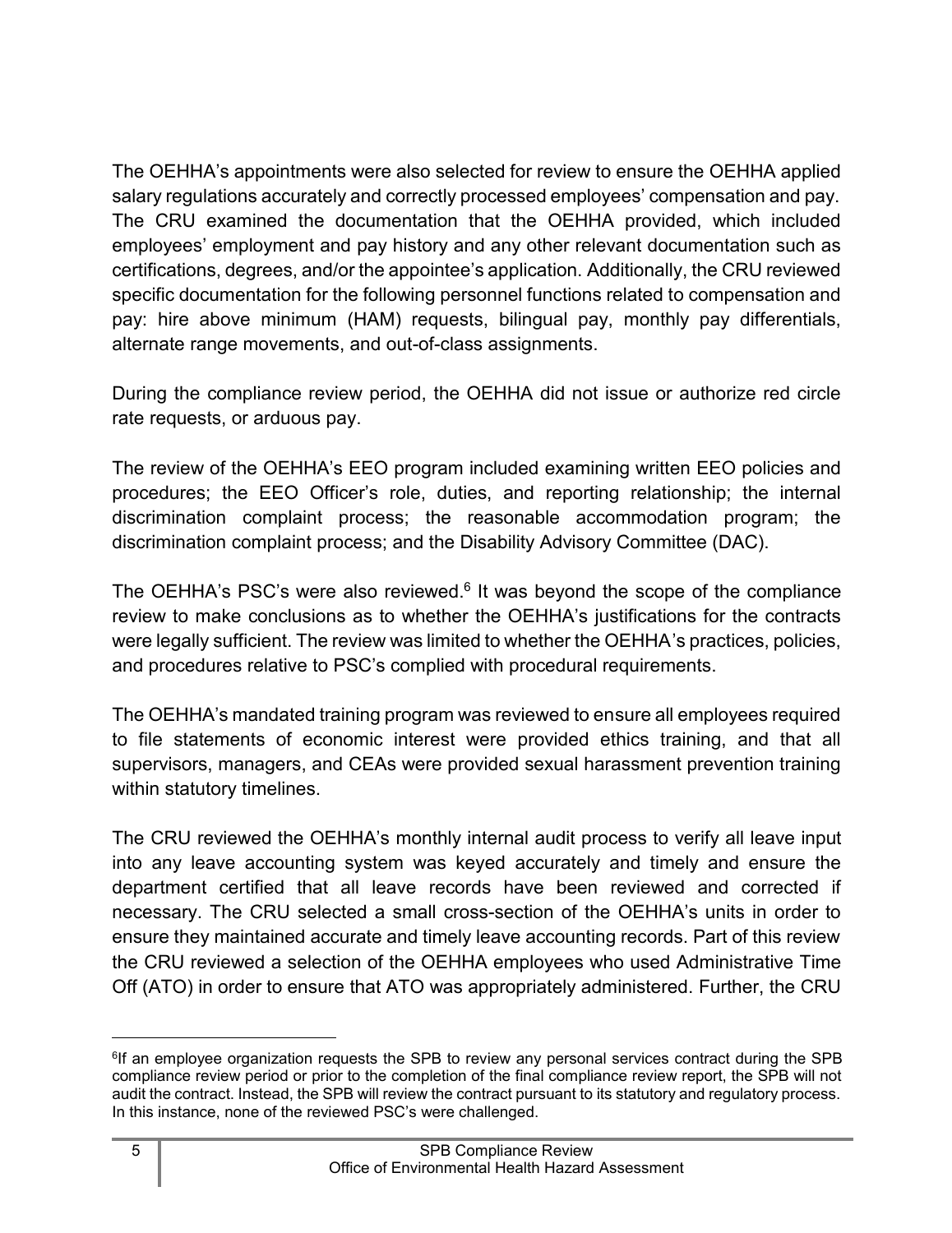The OEHHA's appointments were also selected for review to ensure the OEHHA applied salary regulations accurately and correctly processed employees' compensation and pay. The CRU examined the documentation that the OEHHA provided, which included employees' employment and pay history and any other relevant documentation such as certifications, degrees, and/or the appointee's application. Additionally, the CRU reviewed specific documentation for the following personnel functions related to compensation and pay: hire above minimum (HAM) requests, bilingual pay, monthly pay differentials, alternate range movements, and out-of-class assignments.

During the compliance review period, the OEHHA did not issue or authorize red circle rate requests, or arduous pay.

The review of the OEHHA's EEO program included examining written EEO policies and procedures; the EEO Officer's role, duties, and reporting relationship; the internal discrimination complaint process; the reasonable accommodation program; the discrimination complaint process; and the Disability Advisory Committee (DAC).

The OEHHA's PSC's were also reviewed.[6] It was beyond the scope of the compliance review to make conclusions as to whether the OEHHA's justifications for the contracts were legally sufficient. The review was limited to whether the OEHHA's practices, policies, and procedures relative to PSC's complied with procedural requirements.

The OEHHA's mandated training program was reviewed to ensure all employees required to file statements of economic interest were provided ethics training, and that all supervisors, managers, and CEAs were provided sexual harassment prevention training within statutory timelines.

The CRU reviewed the OEHHA's monthly internal audit process to verify all leave input into any leave accounting system was keyed accurately and timely and ensure the department certified that all leave records have been reviewed and corrected if necessary. The CRU selected a small cross-section of the OEHHA's units in order to ensure they maintained accurate and timely leave accounting records. Part of this review the CRU reviewed a selection of the OEHHA employees who used Administrative Time Off (ATO) in order to ensure that ATO was appropriately administered. Further, the CRU

---

[6] If an employee organization requests the SPB to review any personal services contract during the SPB compliance review period or prior to the completion of the final compliance review report, the SPB will not audit the contract. Instead, the SPB will review the contract pursuant to its statutory and regulatory process. In this instance, none of the reviewed PSC's were challenged.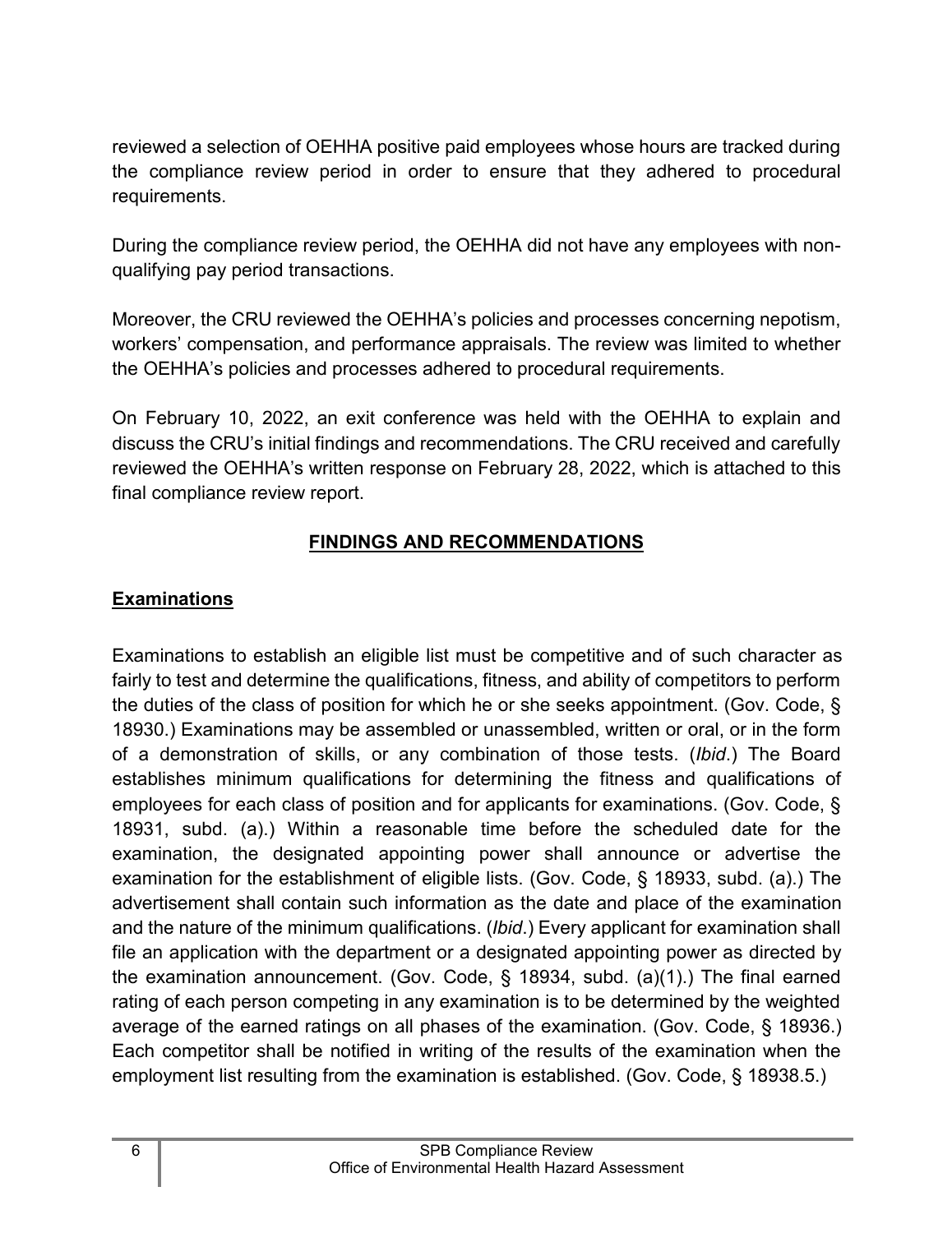reviewed a selection of OEHHA positive paid employees whose hours are tracked during the compliance review period in order to ensure that they adhered to procedural requirements.

During the compliance review period, the OEHHA did not have any employees with non-qualifying pay period transactions.

Moreover, the CRU reviewed the OEHHA's policies and processes concerning nepotism, workers' compensation, and performance appraisals. The review was limited to whether the OEHHA's policies and processes adhered to procedural requirements.

On February 10, 2022, an exit conference was held with the OEHHA to explain and discuss the CRU's initial findings and recommendations. The CRU received and carefully reviewed the OEHHA's written response on February 28, 2022, which is attached to this final compliance review report.

## FINDINGS AND RECOMMENDATIONS

### Examinations

Examinations to establish an eligible list must be competitive and of such character as fairly to test and determine the qualifications, fitness, and ability of competitors to perform the duties of the class of position for which he or she seeks appointment. (Gov. Code, § 18930.) Examinations may be assembled or unassembled, written or oral, or in the form of a demonstration of skills, or any combination of those tests. (*Ibid*.) The Board establishes minimum qualifications for determining the fitness and qualifications of employees for each class of position and for applicants for examinations. (Gov. Code, § 18931, subd. (a).) Within a reasonable time before the scheduled date for the examination, the designated appointing power shall announce or advertise the examination for the establishment of eligible lists. (Gov. Code, § 18933, subd. (a).) The advertisement shall contain such information as the date and place of the examination and the nature of the minimum qualifications. (*Ibid*.) Every applicant for examination shall file an application with the department or a designated appointing power as directed by the examination announcement. (Gov. Code, § 18934, subd. (a)(1).) The final earned rating of each person competing in any examination is to be determined by the weighted average of the earned ratings on all phases of the examination. (Gov. Code, § 18936.) Each competitor shall be notified in writing of the results of the examination when the employment list resulting from the examination is established. (Gov. Code, § 18938.5.)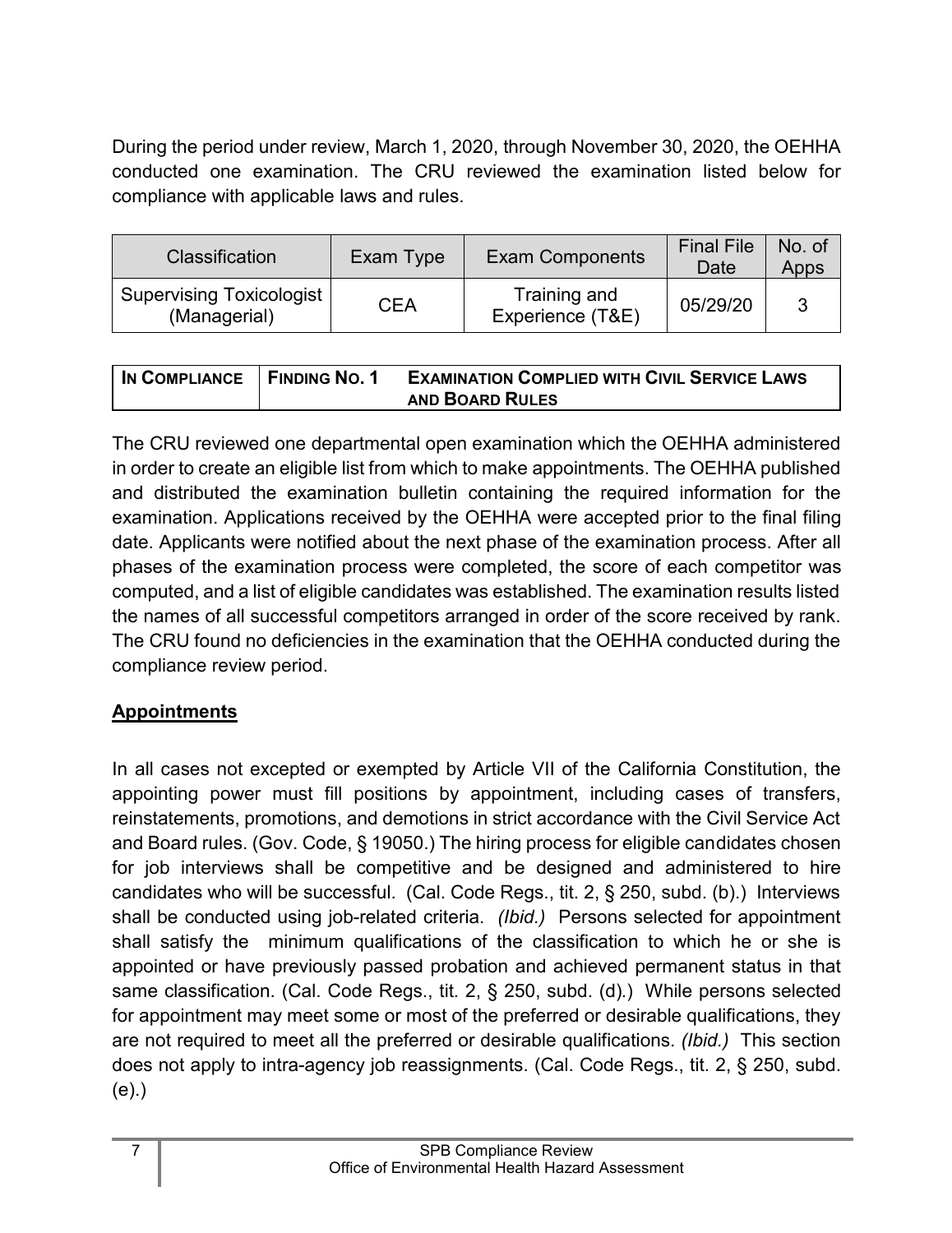During the period under review, March 1, 2020, through November 30, 2020, the OEHHA conducted one examination. The CRU reviewed the examination listed below for compliance with applicable laws and rules.

| Classification | Exam Type | Exam Components | Final File Date | No. of Apps |
| --- | --- | --- | --- | --- |
| Supervising Toxicologist (Managerial) | CEA | Training and Experience (T&E) | 05/29/20 | 3 |

| IN COMPLIANCE | FINDING NO. 1 | EXAMINATION COMPLIED WITH CIVIL SERVICE LAWS AND BOARD RULES |
| --- | --- | --- |

The CRU reviewed one departmental open examination which the OEHHA administered in order to create an eligible list from which to make appointments. The OEHHA published and distributed the examination bulletin containing the required information for the examination. Applications received by the OEHHA were accepted prior to the final filing date. Applicants were notified about the next phase of the examination process. After all phases of the examination process were completed, the score of each competitor was computed, and a list of eligible candidates was established. The examination results listed the names of all successful competitors arranged in order of the score received by rank. The CRU found no deficiencies in the examination that the OEHHA conducted during the compliance review period.

## **Appointments**

In all cases not excepted or exempted by Article VII of the California Constitution, the appointing power must fill positions by appointment, including cases of transfers, reinstatements, promotions, and demotions in strict accordance with the Civil Service Act and Board rules. (Gov. Code, § 19050.) The hiring process for eligible candidates chosen for job interviews shall be competitive and be designed and administered to hire candidates who will be successful. (Cal. Code Regs., tit. 2, § 250, subd. (b).) Interviews shall be conducted using job-related criteria. *(Ibid.)* Persons selected for appointment shall satisfy the minimum qualifications of the classification to which he or she is appointed or have previously passed probation and achieved permanent status in that same classification. (Cal. Code Regs., tit. 2, § 250, subd. (d).) While persons selected for appointment may meet some or most of the preferred or desirable qualifications, they are not required to meet all the preferred or desirable qualifications. *(Ibid.)* This section does not apply to intra-agency job reassignments. (Cal. Code Regs., tit. 2, § 250, subd. (e).)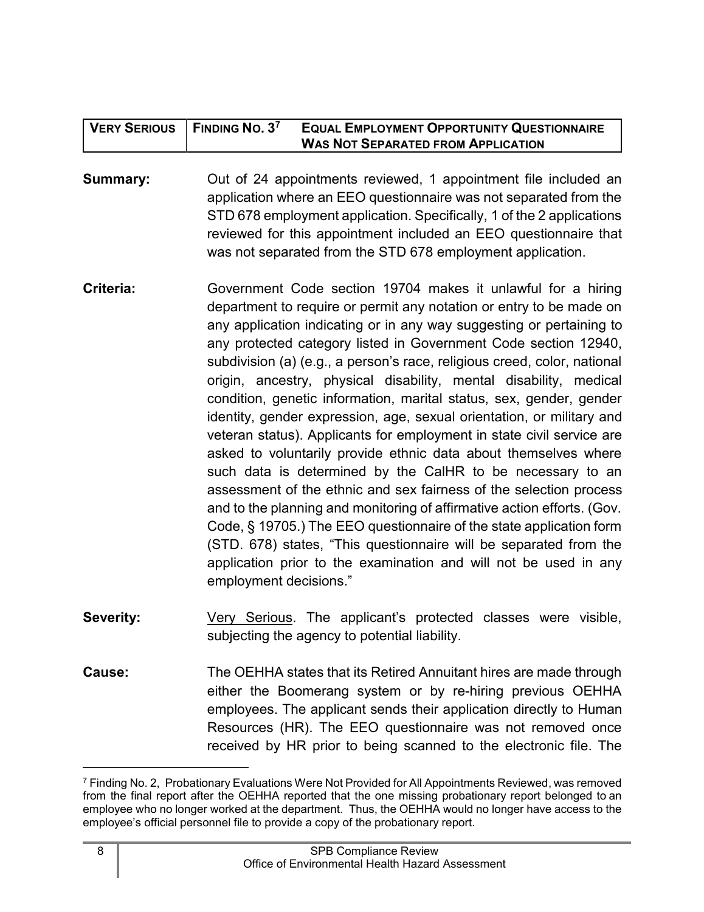| VERY SERIOUS | FINDING NO. 3[7] | EQUAL EMPLOYMENT OPPORTUNITY QUESTIONNAIRE WAS NOT SEPARATED FROM APPLICATION |
| --- | --- | --- |

**Summary:** Out of 24 appointments reviewed, 1 appointment file included an application where an EEO questionnaire was not separated from the STD 678 employment application. Specifically, 1 of the 2 applications reviewed for this appointment included an EEO questionnaire that was not separated from the STD 678 employment application.

**Criteria:** Government Code section 19704 makes it unlawful for a hiring department to require or permit any notation or entry to be made on any application indicating or in any way suggesting or pertaining to any protected category listed in Government Code section 12940, subdivision (a) (e.g., a person's race, religious creed, color, national origin, ancestry, physical disability, mental disability, medical condition, genetic information, marital status, sex, gender, gender identity, gender expression, age, sexual orientation, or military and veteran status). Applicants for employment in state civil service are asked to voluntarily provide ethnic data about themselves where such data is determined by the CalHR to be necessary to an assessment of the ethnic and sex fairness of the selection process and to the planning and monitoring of affirmative action efforts. (Gov. Code, § 19705.) The EEO questionnaire of the state application form (STD. 678) states, "This questionnaire will be separated from the application prior to the examination and will not be used in any employment decisions."

**Severity:** Very Serious. The applicant's protected classes were visible, subjecting the agency to potential liability.

**Cause:** The OEHHA states that its Retired Annuitant hires are made through either the Boomerang system or by re-hiring previous OEHHA employees. The applicant sends their application directly to Human Resources (HR). The EEO questionnaire was not removed once received by HR prior to being scanned to the electronic file. The

[7] Finding No. 2, Probationary Evaluations Were Not Provided for All Appointments Reviewed, was removed from the final report after the OEHHA reported that the one missing probationary report belonged to an employee who no longer worked at the department. Thus, the OEHHA would no longer have access to the employee's official personnel file to provide a copy of the probationary report.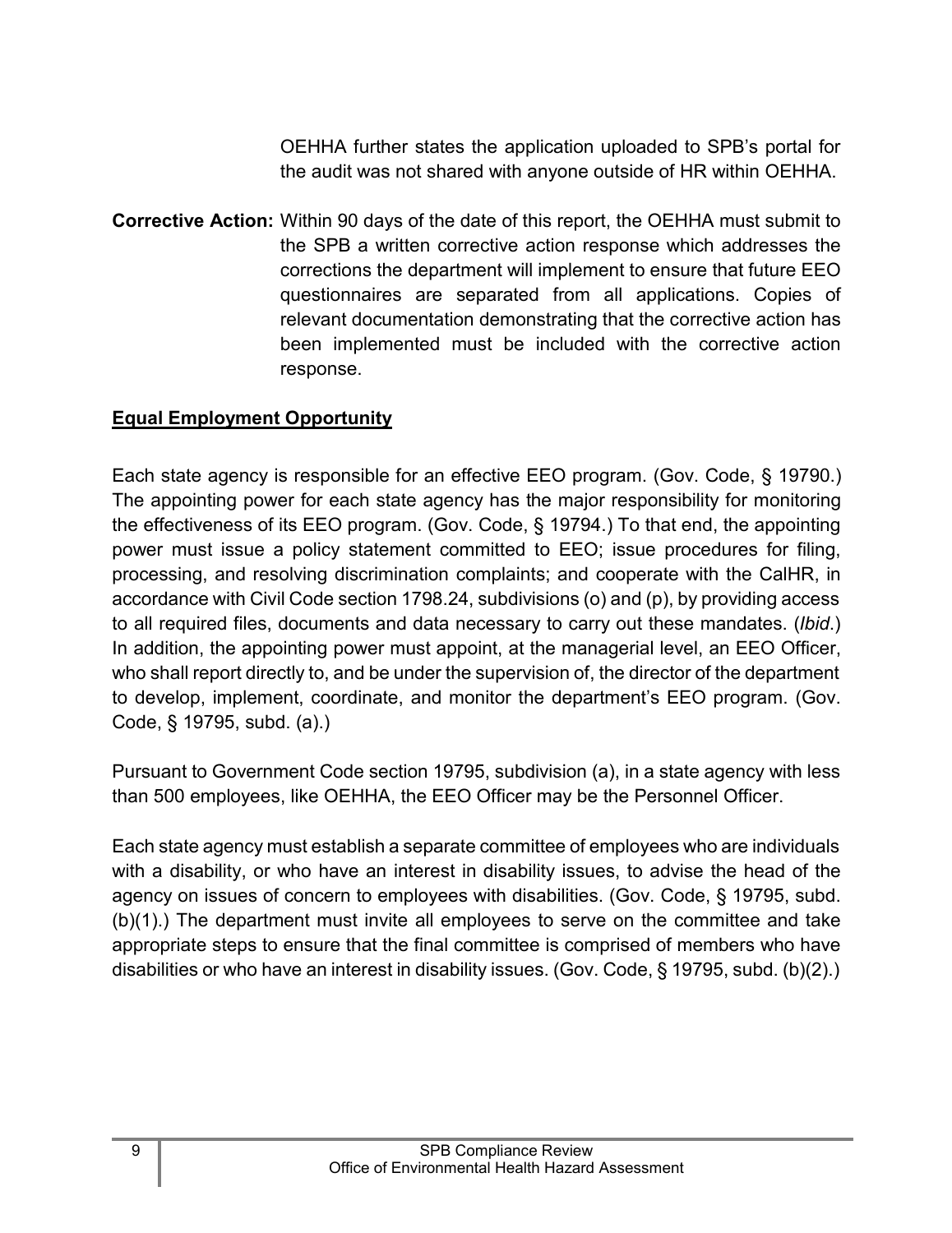OEHHA further states the application uploaded to SPB's portal for the audit was not shared with anyone outside of HR within OEHHA.

**Corrective Action:** Within 90 days of the date of this report, the OEHHA must submit to the SPB a written corrective action response which addresses the corrections the department will implement to ensure that future EEO questionnaires are separated from all applications. Copies of relevant documentation demonstrating that the corrective action has been implemented must be included with the corrective action response.

## Equal Employment Opportunity

Each state agency is responsible for an effective EEO program. (Gov. Code, § 19790.) The appointing power for each state agency has the major responsibility for monitoring the effectiveness of its EEO program. (Gov. Code, § 19794.) To that end, the appointing power must issue a policy statement committed to EEO; issue procedures for filing, processing, and resolving discrimination complaints; and cooperate with the CalHR, in accordance with Civil Code section 1798.24, subdivisions (o) and (p), by providing access to all required files, documents and data necessary to carry out these mandates. (*Ibid*.) In addition, the appointing power must appoint, at the managerial level, an EEO Officer, who shall report directly to, and be under the supervision of, the director of the department to develop, implement, coordinate, and monitor the department's EEO program. (Gov. Code, § 19795, subd. (a).)

Pursuant to Government Code section 19795, subdivision (a), in a state agency with less than 500 employees, like OEHHA, the EEO Officer may be the Personnel Officer.

Each state agency must establish a separate committee of employees who are individuals with a disability, or who have an interest in disability issues, to advise the head of the agency on issues of concern to employees with disabilities. (Gov. Code, § 19795, subd. (b)(1).) The department must invite all employees to serve on the committee and take appropriate steps to ensure that the final committee is comprised of members who have disabilities or who have an interest in disability issues. (Gov. Code, § 19795, subd. (b)(2).)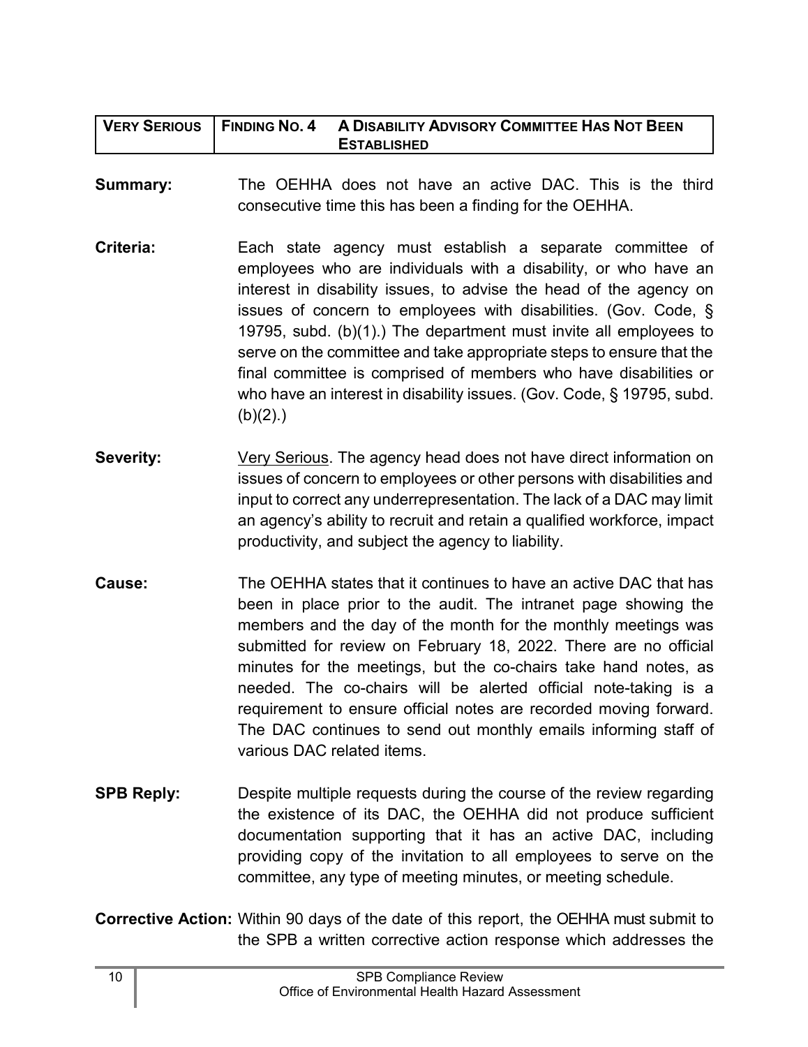| VERY SERIOUS | FINDING NO. 4 | A DISABILITY ADVISORY COMMITTEE HAS NOT BEEN ESTABLISHED |
|---|---|---|

**Summary:** The OEHHA does not have an active DAC. This is the third consecutive time this has been a finding for the OEHHA.

**Criteria:** Each state agency must establish a separate committee of employees who are individuals with a disability, or who have an interest in disability issues, to advise the head of the agency on issues of concern to employees with disabilities. (Gov. Code, § 19795, subd. (b)(1).) The department must invite all employees to serve on the committee and take appropriate steps to ensure that the final committee is comprised of members who have disabilities or who have an interest in disability issues. (Gov. Code, § 19795, subd. (b)(2).)

**Severity:** Very Serious. The agency head does not have direct information on issues of concern to employees or other persons with disabilities and input to correct any underrepresentation. The lack of a DAC may limit an agency's ability to recruit and retain a qualified workforce, impact productivity, and subject the agency to liability.

**Cause:** The OEHHA states that it continues to have an active DAC that has been in place prior to the audit. The intranet page showing the members and the day of the month for the monthly meetings was submitted for review on February 18, 2022. There are no official minutes for the meetings, but the co-chairs take hand notes, as needed. The co-chairs will be alerted official note-taking is a requirement to ensure official notes are recorded moving forward. The DAC continues to send out monthly emails informing staff of various DAC related items.

**SPB Reply:** Despite multiple requests during the course of the review regarding the existence of its DAC, the OEHHA did not produce sufficient documentation supporting that it has an active DAC, including providing copy of the invitation to all employees to serve on the committee, any type of meeting minutes, or meeting schedule.

**Corrective Action:** Within 90 days of the date of this report, the OEHHA must submit to the SPB a written corrective action response which addresses the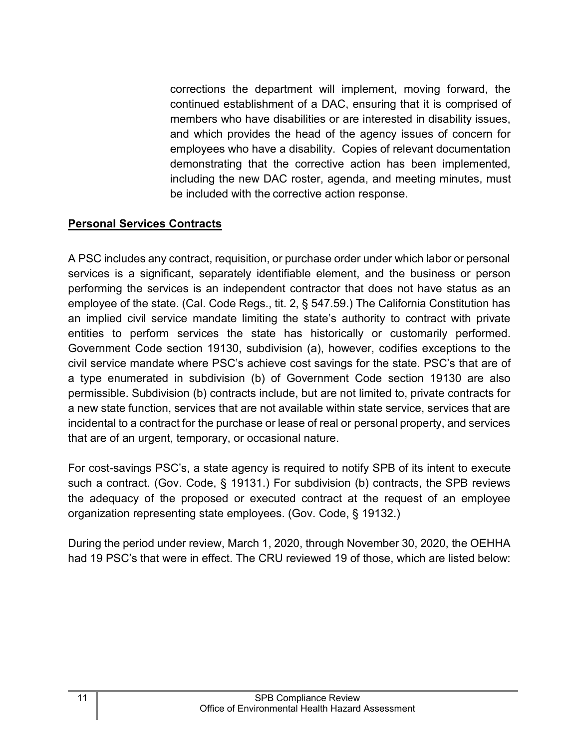corrections the department will implement, moving forward, the continued establishment of a DAC, ensuring that it is comprised of members who have disabilities or are interested in disability issues, and which provides the head of the agency issues of concern for employees who have a disability. Copies of relevant documentation demonstrating that the corrective action has been implemented, including the new DAC roster, agenda, and meeting minutes, must be included with the corrective action response.

## Personal Services Contracts

A PSC includes any contract, requisition, or purchase order under which labor or personal services is a significant, separately identifiable element, and the business or person performing the services is an independent contractor that does not have status as an employee of the state. (Cal. Code Regs., tit. 2, § 547.59.) The California Constitution has an implied civil service mandate limiting the state's authority to contract with private entities to perform services the state has historically or customarily performed. Government Code section 19130, subdivision (a), however, codifies exceptions to the civil service mandate where PSC's achieve cost savings for the state. PSC's that are of a type enumerated in subdivision (b) of Government Code section 19130 are also permissible. Subdivision (b) contracts include, but are not limited to, private contracts for a new state function, services that are not available within state service, services that are incidental to a contract for the purchase or lease of real or personal property, and services that are of an urgent, temporary, or occasional nature.

For cost-savings PSC's, a state agency is required to notify SPB of its intent to execute such a contract. (Gov. Code, § 19131.) For subdivision (b) contracts, the SPB reviews the adequacy of the proposed or executed contract at the request of an employee organization representing state employees. (Gov. Code, § 19132.)

During the period under review, March 1, 2020, through November 30, 2020, the OEHHA had 19 PSC's that were in effect. The CRU reviewed 19 of those, which are listed below: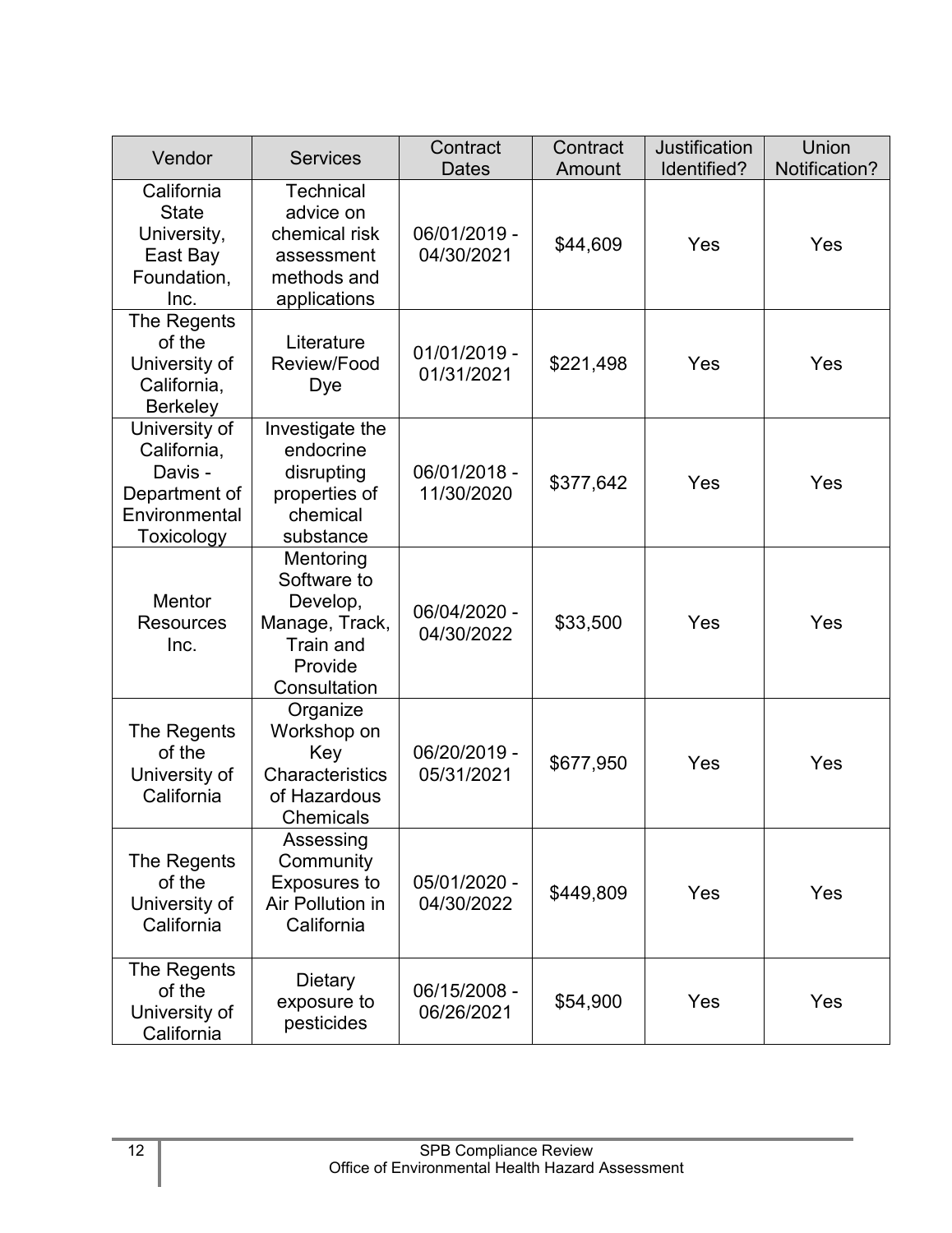| Vendor | Services | Contract Dates | Contract Amount | Justification Identified? | Union Notification? |
|---|---|---|---|---|---|
| California State University, East Bay Foundation, Inc. | Technical advice on chemical risk assessment methods and applications | 06/01/2019 - 04/30/2021 | $44,609 | Yes | Yes |
| The Regents of the University of California, Berkeley | Literature Review/Food Dye | 01/01/2019 - 01/31/2021 | $221,498 | Yes | Yes |
| University of California, Davis - Department of Environmental Toxicology | Investigate the endocrine disrupting properties of chemical substance | 06/01/2018 - 11/30/2020 | $377,642 | Yes | Yes |
| Mentor Resources Inc. | Mentoring Software to Develop, Manage, Track, Train and Provide Consultation | 06/04/2020 - 04/30/2022 | $33,500 | Yes | Yes |
| The Regents of the University of California | Organize Workshop on Key Characteristics of Hazardous Chemicals | 06/20/2019 - 05/31/2021 | $677,950 | Yes | Yes |
| The Regents of the University of California | Assessing Community Exposures to Air Pollution in California | 05/01/2020 - 04/30/2022 | $449,809 | Yes | Yes |
| The Regents of the University of California | Dietary exposure to pesticides | 06/15/2008 - 06/26/2021 | $54,900 | Yes | Yes |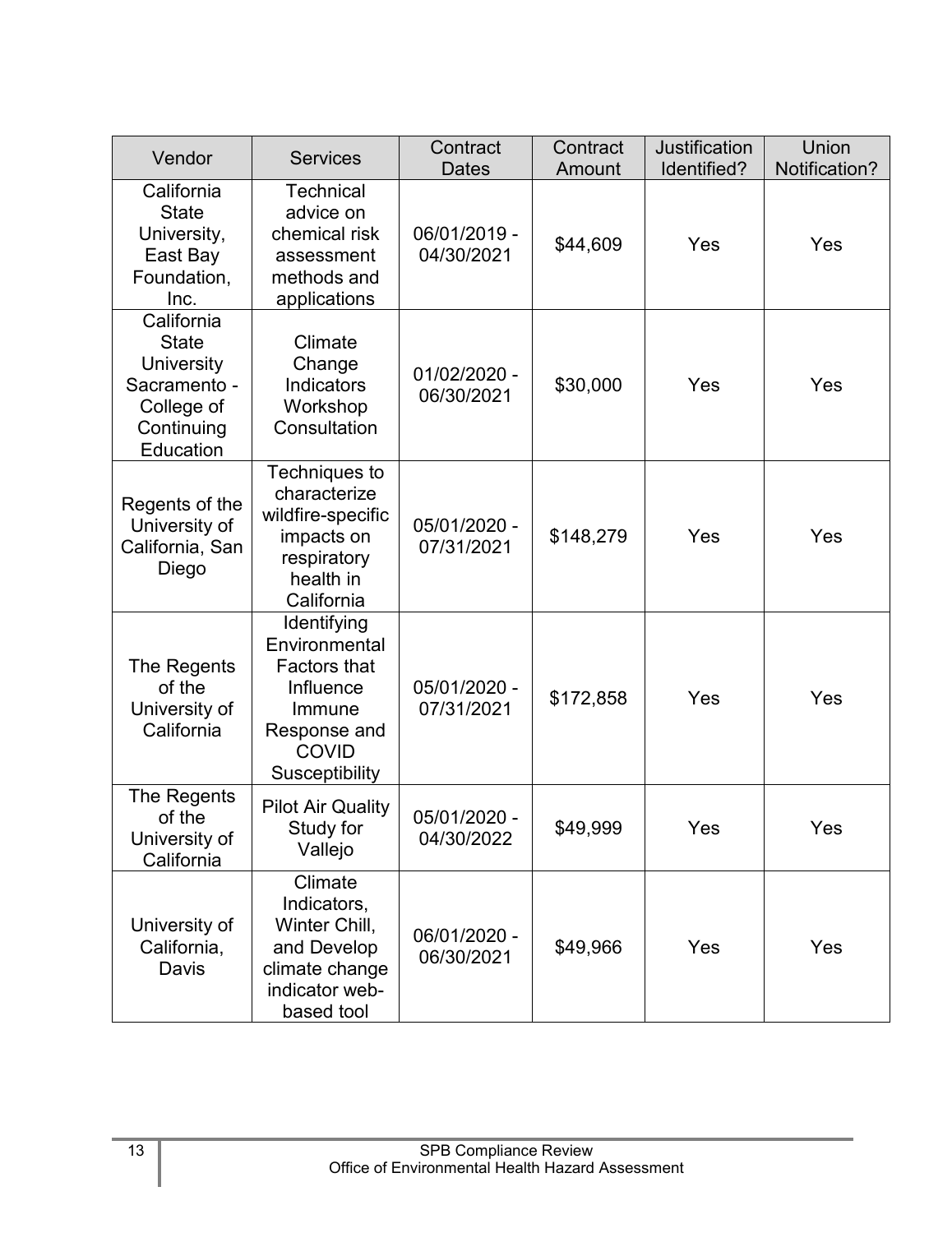| Vendor | Services | Contract Dates | Contract Amount | Justification Identified? | Union Notification? |
|---|---|---|---|---|---|
| California State University, East Bay Foundation, Inc. | Technical advice on chemical risk assessment methods and applications | 06/01/2019 - 04/30/2021 | $44,609 | Yes | Yes |
| California State University Sacramento - College of Continuing Education | Climate Change Indicators Workshop Consultation | 01/02/2020 - 06/30/2021 | $30,000 | Yes | Yes |
| Regents of the University of California, San Diego | Techniques to characterize wildfire-specific impacts on respiratory health in California | 05/01/2020 - 07/31/2021 | $148,279 | Yes | Yes |
| The Regents of the University of California | Identifying Environmental Factors that Influence Immune Response and COVID Susceptibility | 05/01/2020 - 07/31/2021 | $172,858 | Yes | Yes |
| The Regents of the University of California | Pilot Air Quality Study for Vallejo | 05/01/2020 - 04/30/2022 | $49,999 | Yes | Yes |
| University of California, Davis | Climate Indicators, Winter Chill, and Develop climate change indicator web-based tool | 06/01/2020 - 06/30/2021 | $49,966 | Yes | Yes |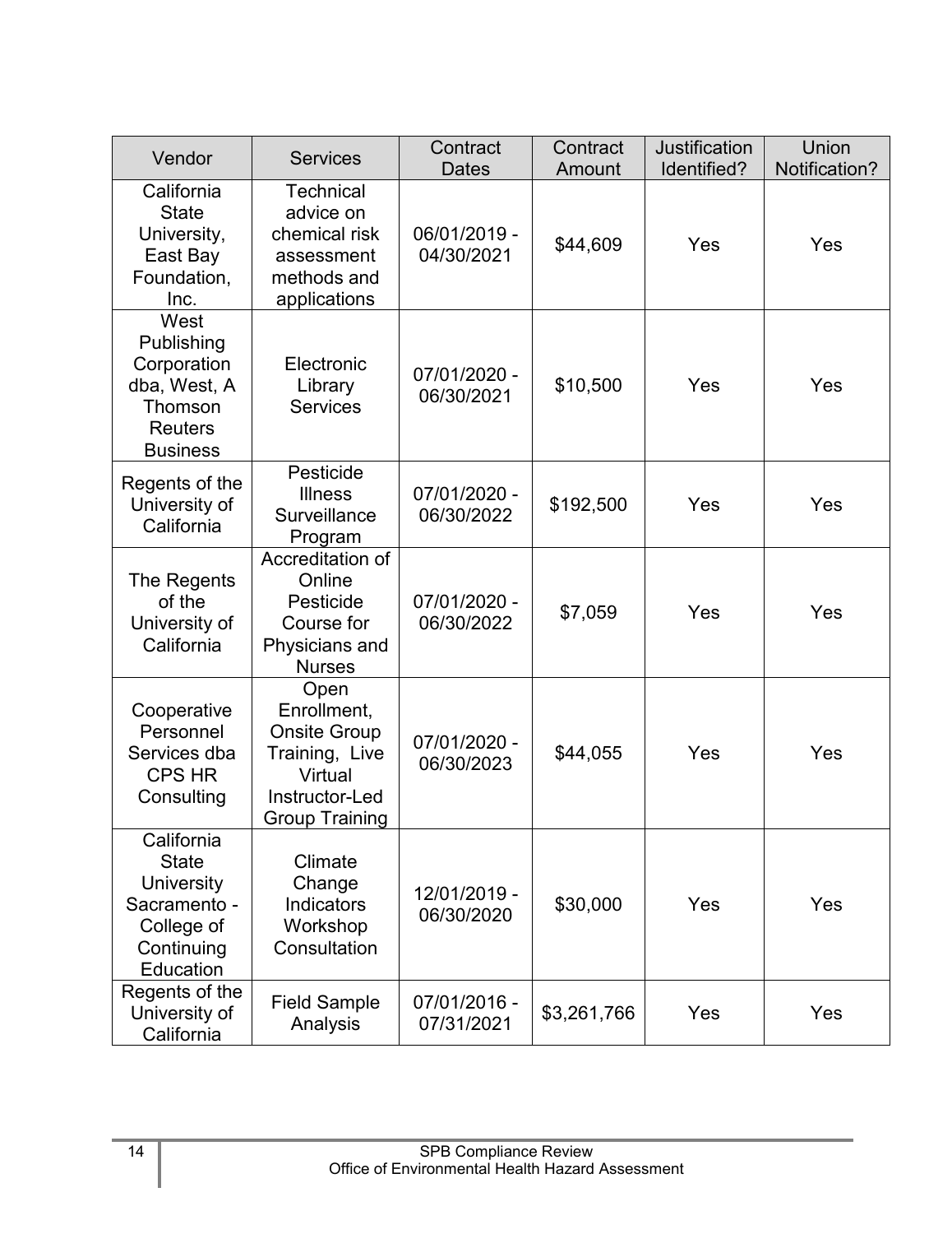| Vendor | Services | Contract Dates | Contract Amount | Justification Identified? | Union Notification? |
|---|---|---|---|---|---|
| California State University, East Bay Foundation, Inc. | Technical advice on chemical risk assessment methods and applications | 06/01/2019 - 04/30/2021 | $44,609 | Yes | Yes |
| West Publishing Corporation dba, West, A Thomson Reuters Business | Electronic Library Services | 07/01/2020 - 06/30/2021 | $10,500 | Yes | Yes |
| Regents of the University of California | Pesticide Illness Surveillance Program | 07/01/2020 - 06/30/2022 | $192,500 | Yes | Yes |
| The Regents of the University of California | Accreditation of Online Pesticide Course for Physicians and Nurses | 07/01/2020 - 06/30/2022 | $7,059 | Yes | Yes |
| Cooperative Personnel Services dba CPS HR Consulting | Open Enrollment, Onsite Group Training, Live Virtual Instructor-Led Group Training | 07/01/2020 - 06/30/2023 | $44,055 | Yes | Yes |
| California State University Sacramento - College of Continuing Education | Climate Change Indicators Workshop Consultation | 12/01/2019 - 06/30/2020 | $30,000 | Yes | Yes |
| Regents of the University of California | Field Sample Analysis | 07/01/2016 - 07/31/2021 | $3,261,766 | Yes | Yes |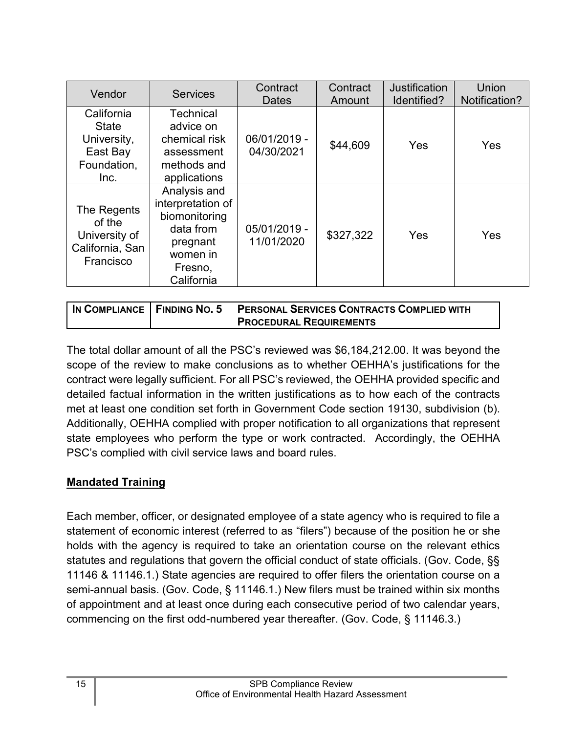| Vendor | Services | Contract Dates | Contract Amount | Justification Identified? | Union Notification? |
|---|---|---|---|---|---|
| California State University, East Bay Foundation, Inc. | Technical advice on chemical risk assessment methods and applications | 06/01/2019 - 04/30/2021 | \$44,609 | Yes | Yes |
| The Regents of the University of California, San Francisco | Analysis and interpretation of biomonitoring data from pregnant women in Fresno, California | 05/01/2019 - 11/01/2020 | \$327,322 | Yes | Yes |

| IN COMPLIANCE | FINDING NO. 5 | PERSONAL SERVICES CONTRACTS COMPLIED WITH PROCEDURAL REQUIREMENTS |
|---|---|---|

The total dollar amount of all the PSC's reviewed was \$6,184,212.00. It was beyond the scope of the review to make conclusions as to whether OEHHA's justifications for the contract were legally sufficient. For all PSC's reviewed, the OEHHA provided specific and detailed factual information in the written justifications as to how each of the contracts met at least one condition set forth in Government Code section 19130, subdivision (b). Additionally, OEHHA complied with proper notification to all organizations that represent state employees who perform the type or work contracted. Accordingly, the OEHHA PSC's complied with civil service laws and board rules.

## **Mandated Training**

Each member, officer, or designated employee of a state agency who is required to file a statement of economic interest (referred to as "filers") because of the position he or she holds with the agency is required to take an orientation course on the relevant ethics statutes and regulations that govern the official conduct of state officials. (Gov. Code, §§ 11146 & 11146.1.) State agencies are required to offer filers the orientation course on a semi-annual basis. (Gov. Code, § 11146.1.) New filers must be trained within six months of appointment and at least once during each consecutive period of two calendar years, commencing on the first odd-numbered year thereafter. (Gov. Code, § 11146.3.)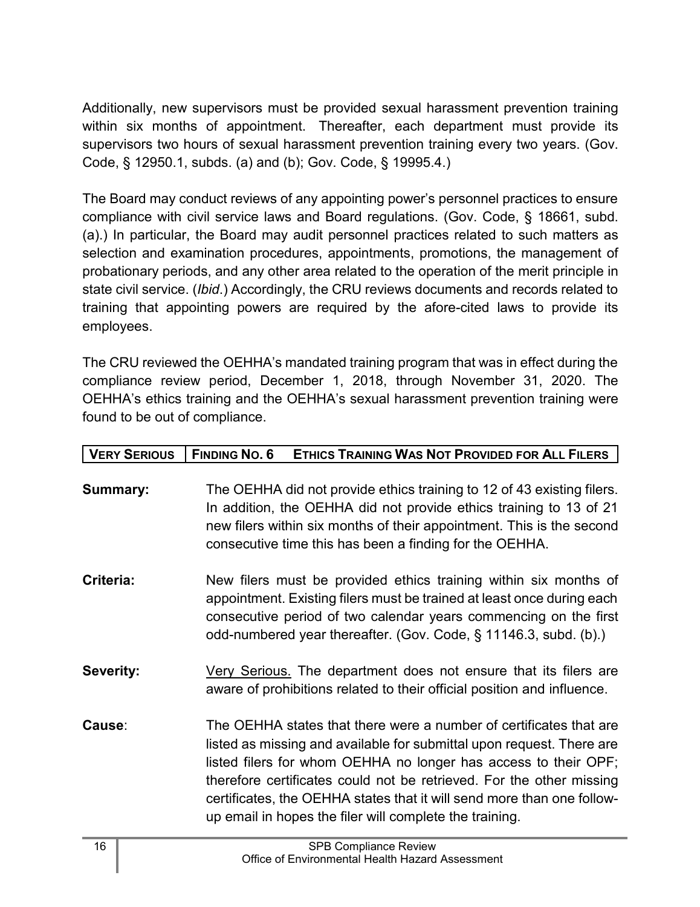Additionally, new supervisors must be provided sexual harassment prevention training within six months of appointment. Thereafter, each department must provide its supervisors two hours of sexual harassment prevention training every two years. (Gov. Code, § 12950.1, subds. (a) and (b); Gov. Code, § 19995.4.)

The Board may conduct reviews of any appointing power's personnel practices to ensure compliance with civil service laws and Board regulations. (Gov. Code, § 18661, subd. (a).) In particular, the Board may audit personnel practices related to such matters as selection and examination procedures, appointments, promotions, the management of probationary periods, and any other area related to the operation of the merit principle in state civil service. (*Ibid*.) Accordingly, the CRU reviews documents and records related to training that appointing powers are required by the afore-cited laws to provide its employees.

The CRU reviewed the OEHHA's mandated training program that was in effect during the compliance review period, December 1, 2018, through November 31, 2020. The OEHHA's ethics training and the OEHHA's sexual harassment prevention training were found to be out of compliance.

| **VERY SERIOUS** | **FINDING NO. 6 ETHICS TRAINING WAS NOT PROVIDED FOR ALL FILERS** |
|---|---|

**Summary:** The OEHHA did not provide ethics training to 12 of 43 existing filers. In addition, the OEHHA did not provide ethics training to 13 of 21 new filers within six months of their appointment. This is the second consecutive time this has been a finding for the OEHHA.

**Criteria:** New filers must be provided ethics training within six months of appointment. Existing filers must be trained at least once during each consecutive period of two calendar years commencing on the first odd-numbered year thereafter. (Gov. Code, § 11146.3, subd. (b).)

**Severity:** Very Serious. The department does not ensure that its filers are aware of prohibitions related to their official position and influence.

**Cause**: The OEHHA states that there were a number of certificates that are listed as missing and available for submittal upon request. There are listed filers for whom OEHHA no longer has access to their OPF; therefore certificates could not be retrieved. For the other missing certificates, the OEHHA states that it will send more than one follow-up email in hopes the filer will complete the training.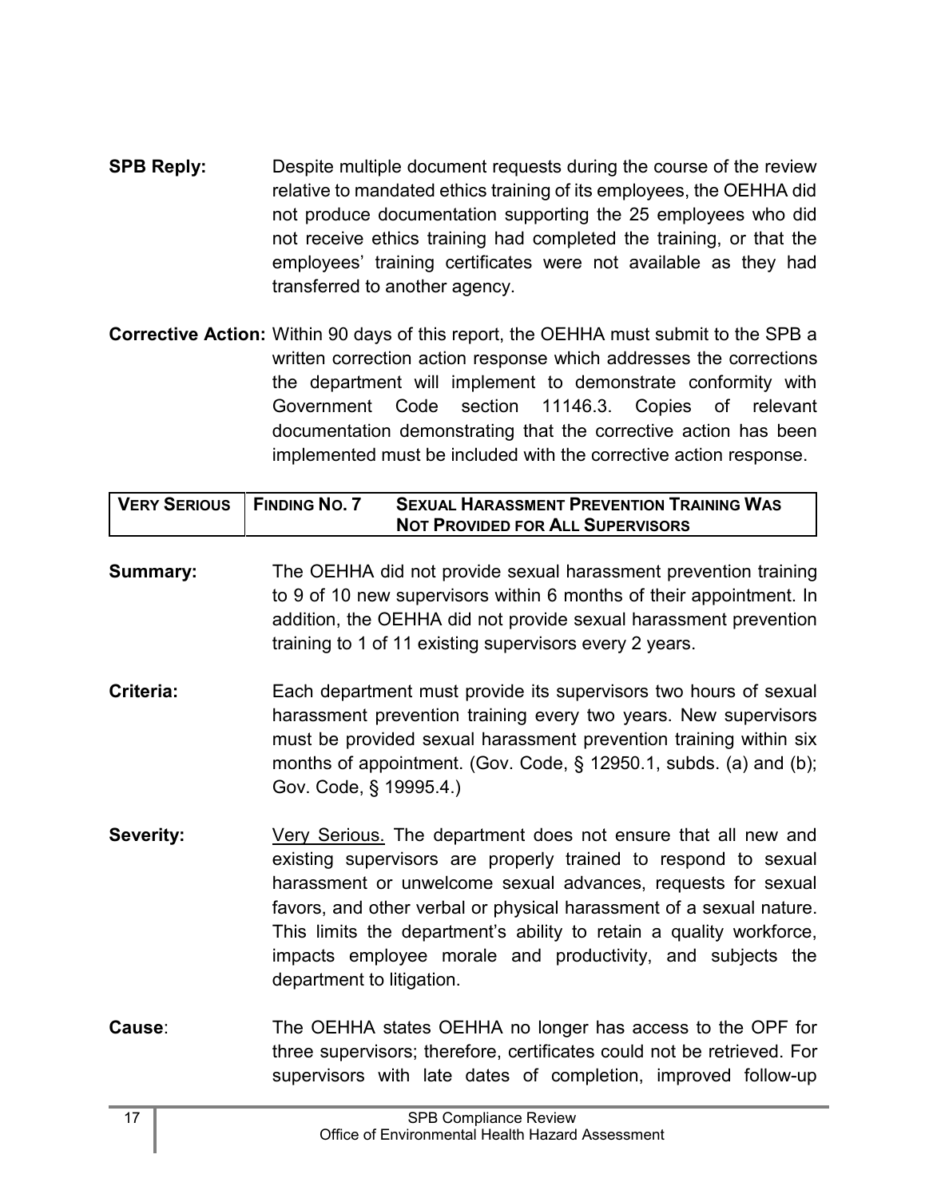**SPB Reply:** Despite multiple document requests during the course of the review relative to mandated ethics training of its employees, the OEHHA did not produce documentation supporting the 25 employees who did not receive ethics training had completed the training, or that the employees' training certificates were not available as they had transferred to another agency.

**Corrective Action:** Within 90 days of this report, the OEHHA must submit to the SPB a written correction action response which addresses the corrections the department will implement to demonstrate conformity with Government Code section 11146.3. Copies of relevant documentation demonstrating that the corrective action has been implemented must be included with the corrective action response.

| VERY SERIOUS | FINDING NO. 7 | SEXUAL HARASSMENT PREVENTION TRAINING WAS NOT PROVIDED FOR ALL SUPERVISORS |
|---|---|---|

**Summary:** The OEHHA did not provide sexual harassment prevention training to 9 of 10 new supervisors within 6 months of their appointment. In addition, the OEHHA did not provide sexual harassment prevention training to 1 of 11 existing supervisors every 2 years.

**Criteria:** Each department must provide its supervisors two hours of sexual harassment prevention training every two years. New supervisors must be provided sexual harassment prevention training within six months of appointment. (Gov. Code, § 12950.1, subds. (a) and (b); Gov. Code, § 19995.4.)

**Severity:** Very Serious. The department does not ensure that all new and existing supervisors are properly trained to respond to sexual harassment or unwelcome sexual advances, requests for sexual favors, and other verbal or physical harassment of a sexual nature. This limits the department's ability to retain a quality workforce, impacts employee morale and productivity, and subjects the department to litigation.

**Cause**: The OEHHA states OEHHA no longer has access to the OPF for three supervisors; therefore, certificates could not be retrieved. For supervisors with late dates of completion, improved follow-up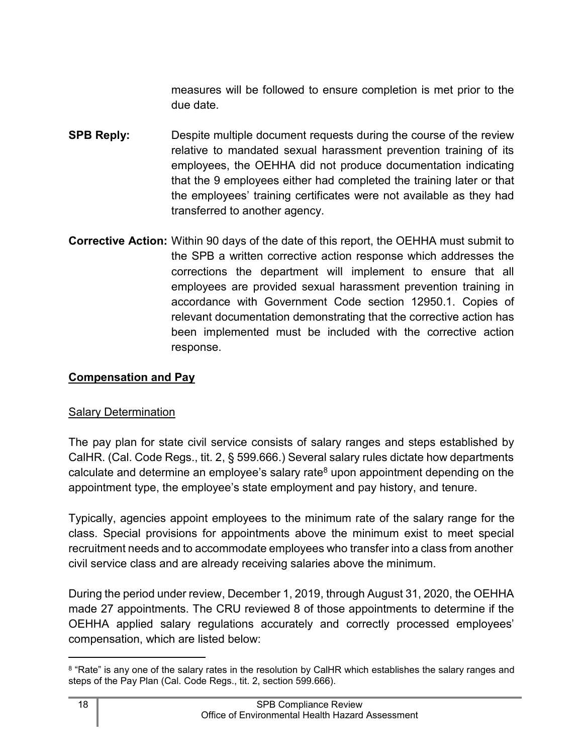measures will be followed to ensure completion is met prior to the due date.

**SPB Reply:** Despite multiple document requests during the course of the review relative to mandated sexual harassment prevention training of its employees, the OEHHA did not produce documentation indicating that the 9 employees either had completed the training later or that the employees' training certificates were not available as they had transferred to another agency.

**Corrective Action:** Within 90 days of the date of this report, the OEHHA must submit to the SPB a written corrective action response which addresses the corrections the department will implement to ensure that all employees are provided sexual harassment prevention training in accordance with Government Code section 12950.1. Copies of relevant documentation demonstrating that the corrective action has been implemented must be included with the corrective action response.

## Compensation and Pay

### Salary Determination

The pay plan for state civil service consists of salary ranges and steps established by CalHR. (Cal. Code Regs., tit. 2, § 599.666.) Several salary rules dictate how departments calculate and determine an employee's salary rate[8] upon appointment depending on the appointment type, the employee's state employment and pay history, and tenure.

Typically, agencies appoint employees to the minimum rate of the salary range for the class. Special provisions for appointments above the minimum exist to meet special recruitment needs and to accommodate employees who transfer into a class from another civil service class and are already receiving salaries above the minimum.

During the period under review, December 1, 2019, through August 31, 2020, the OEHHA made 27 appointments. The CRU reviewed 8 of those appointments to determine if the OEHHA applied salary regulations accurately and correctly processed employees' compensation, which are listed below:

[8] "Rate" is any one of the salary rates in the resolution by CalHR which establishes the salary ranges and steps of the Pay Plan (Cal. Code Regs., tit. 2, section 599.666).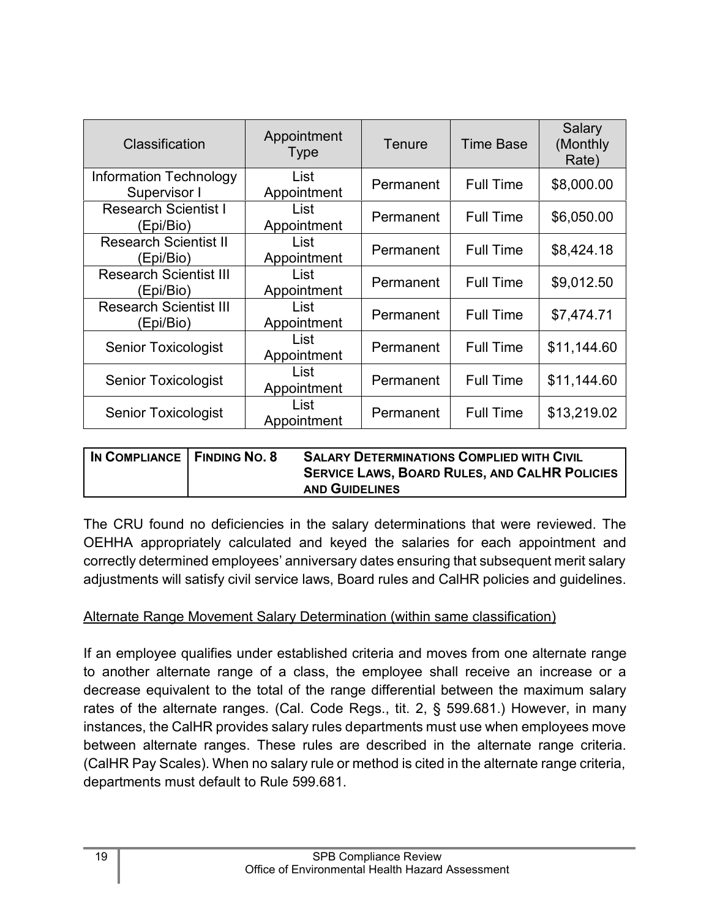| Classification | Appointment Type | Tenure | Time Base | Salary (Monthly Rate) |
|---|---|---|---|---|
| Information Technology Supervisor I | List Appointment | Permanent | Full Time | $8,000.00 |
| Research Scientist I (Epi/Bio) | List Appointment | Permanent | Full Time | $6,050.00 |
| Research Scientist II (Epi/Bio) | List Appointment | Permanent | Full Time | $8,424.18 |
| Research Scientist III (Epi/Bio) | List Appointment | Permanent | Full Time | $9,012.50 |
| Research Scientist III (Epi/Bio) | List Appointment | Permanent | Full Time | $7,474.71 |
| Senior Toxicologist | List Appointment | Permanent | Full Time | $11,144.60 |
| Senior Toxicologist | List Appointment | Permanent | Full Time | $11,144.60 |
| Senior Toxicologist | List Appointment | Permanent | Full Time | $13,219.02 |

| **IN COMPLIANCE** | **FINDING NO. 8** | **SALARY DETERMINATIONS COMPLIED WITH CIVIL SERVICE LAWS, BOARD RULES, AND CALHR POLICIES AND GUIDELINES** |
|---|---|---|

The CRU found no deficiencies in the salary determinations that were reviewed. The OEHHA appropriately calculated and keyed the salaries for each appointment and correctly determined employees' anniversary dates ensuring that subsequent merit salary adjustments will satisfy civil service laws, Board rules and CalHR policies and guidelines.

Alternate Range Movement Salary Determination (within same classification)

If an employee qualifies under established criteria and moves from one alternate range to another alternate range of a class, the employee shall receive an increase or a decrease equivalent to the total of the range differential between the maximum salary rates of the alternate ranges. (Cal. Code Regs., tit. 2, § 599.681.) However, in many instances, the CalHR provides salary rules departments must use when employees move between alternate ranges. These rules are described in the alternate range criteria. (CalHR Pay Scales). When no salary rule or method is cited in the alternate range criteria, departments must default to Rule 599.681.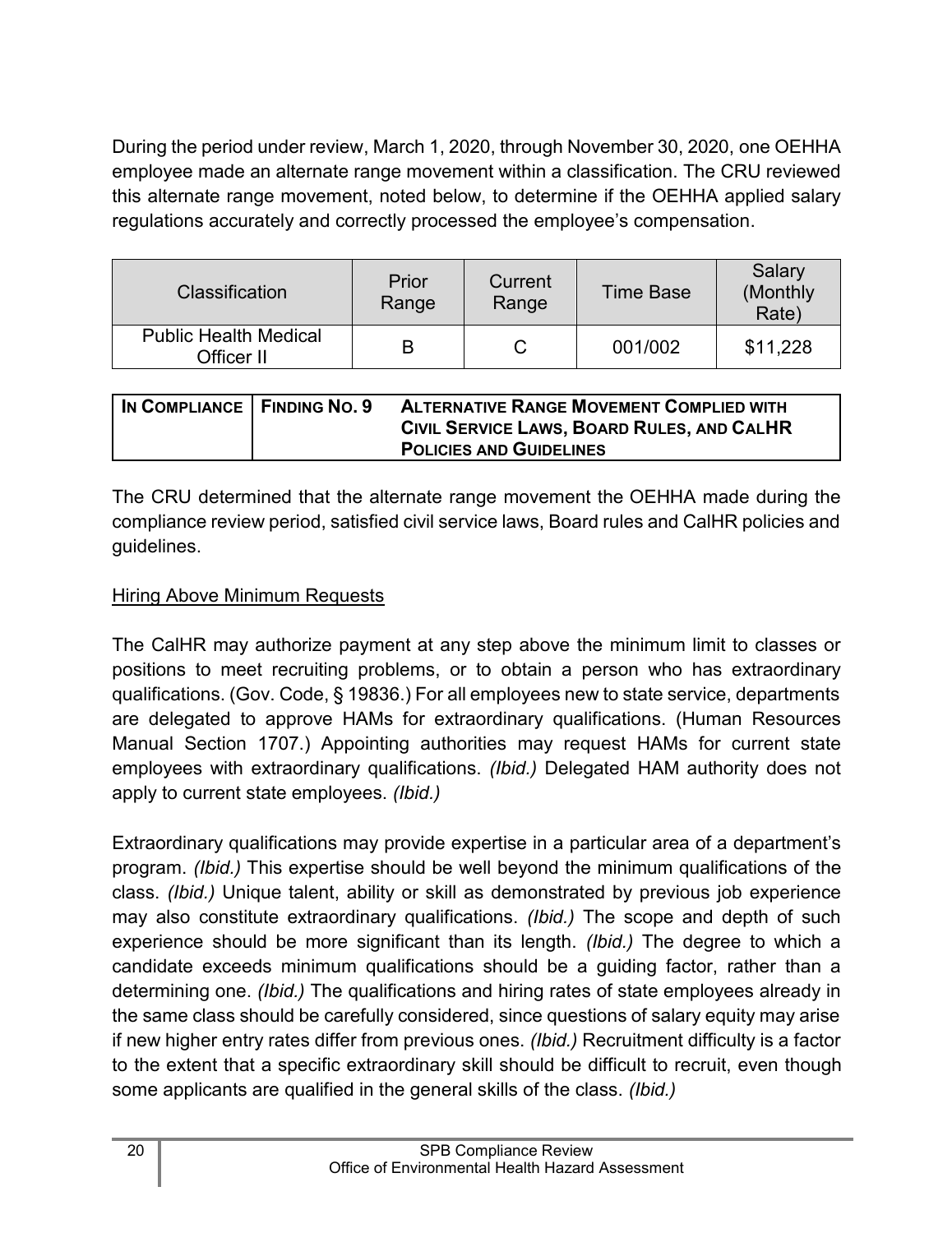During the period under review, March 1, 2020, through November 30, 2020, one OEHHA employee made an alternate range movement within a classification. The CRU reviewed this alternate range movement, noted below, to determine if the OEHHA applied salary regulations accurately and correctly processed the employee's compensation.

| Classification | Prior Range | Current Range | Time Base | Salary (Monthly Rate) |
|---|---|---|---|---|
| Public Health Medical Officer II | B | C | 001/002 | $11,228 |

| IN COMPLIANCE | FINDING NO. 9 | ALTERNATIVE RANGE MOVEMENT COMPLIED WITH CIVIL SERVICE LAWS, BOARD RULES, AND CALHR POLICIES AND GUIDELINES |
|---|---|---|

The CRU determined that the alternate range movement the OEHHA made during the compliance review period, satisfied civil service laws, Board rules and CalHR policies and guidelines.

Hiring Above Minimum Requests

The CalHR may authorize payment at any step above the minimum limit to classes or positions to meet recruiting problems, or to obtain a person who has extraordinary qualifications. (Gov. Code, § 19836.) For all employees new to state service, departments are delegated to approve HAMs for extraordinary qualifications. (Human Resources Manual Section 1707.) Appointing authorities may request HAMs for current state employees with extraordinary qualifications. *(Ibid.)* Delegated HAM authority does not apply to current state employees. *(Ibid.)*

Extraordinary qualifications may provide expertise in a particular area of a department's program. *(Ibid.)* This expertise should be well beyond the minimum qualifications of the class. *(Ibid.)* Unique talent, ability or skill as demonstrated by previous job experience may also constitute extraordinary qualifications. *(Ibid.)* The scope and depth of such experience should be more significant than its length. *(Ibid.)* The degree to which a candidate exceeds minimum qualifications should be a guiding factor, rather than a determining one. *(Ibid.)* The qualifications and hiring rates of state employees already in the same class should be carefully considered, since questions of salary equity may arise if new higher entry rates differ from previous ones. *(Ibid.)* Recruitment difficulty is a factor to the extent that a specific extraordinary skill should be difficult to recruit, even though some applicants are qualified in the general skills of the class. *(Ibid.)*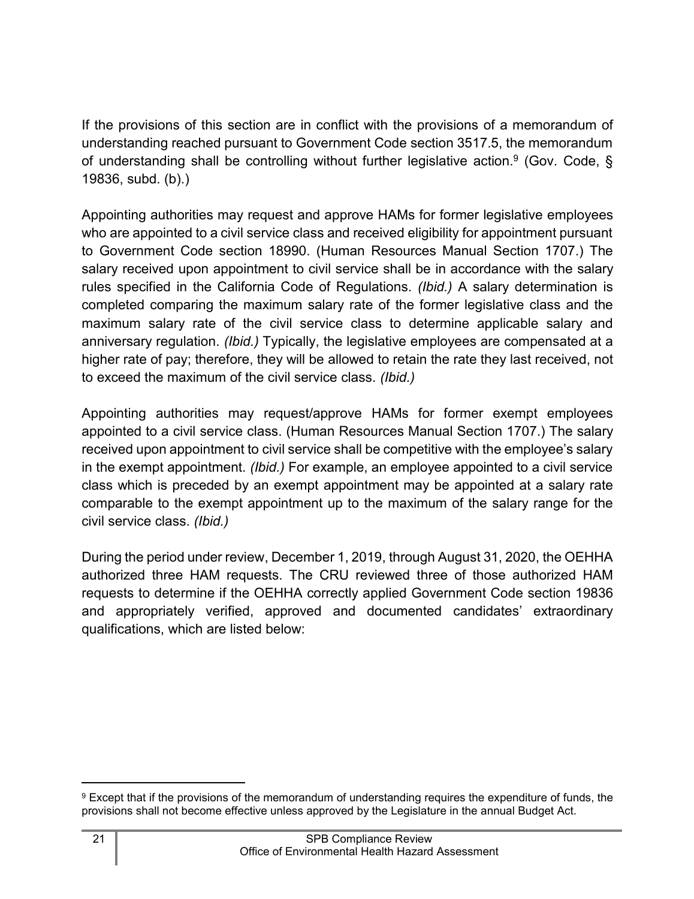If the provisions of this section are in conflict with the provisions of a memorandum of understanding reached pursuant to Government Code section 3517.5, the memorandum of understanding shall be controlling without further legislative action.[9] (Gov. Code, § 19836, subd. (b).)

Appointing authorities may request and approve HAMs for former legislative employees who are appointed to a civil service class and received eligibility for appointment pursuant to Government Code section 18990. (Human Resources Manual Section 1707.) The salary received upon appointment to civil service shall be in accordance with the salary rules specified in the California Code of Regulations. *(Ibid.)* A salary determination is completed comparing the maximum salary rate of the former legislative class and the maximum salary rate of the civil service class to determine applicable salary and anniversary regulation. *(Ibid.)* Typically, the legislative employees are compensated at a higher rate of pay; therefore, they will be allowed to retain the rate they last received, not to exceed the maximum of the civil service class. *(Ibid.)*

Appointing authorities may request/approve HAMs for former exempt employees appointed to a civil service class. (Human Resources Manual Section 1707.) The salary received upon appointment to civil service shall be competitive with the employee's salary in the exempt appointment. *(Ibid.)* For example, an employee appointed to a civil service class which is preceded by an exempt appointment may be appointed at a salary rate comparable to the exempt appointment up to the maximum of the salary range for the civil service class. *(Ibid.)*

During the period under review, December 1, 2019, through August 31, 2020, the OEHHA authorized three HAM requests. The CRU reviewed three of those authorized HAM requests to determine if the OEHHA correctly applied Government Code section 19836 and appropriately verified, approved and documented candidates' extraordinary qualifications, which are listed below:

---

[9] Except that if the provisions of the memorandum of understanding requires the expenditure of funds, the provisions shall not become effective unless approved by the Legislature in the annual Budget Act.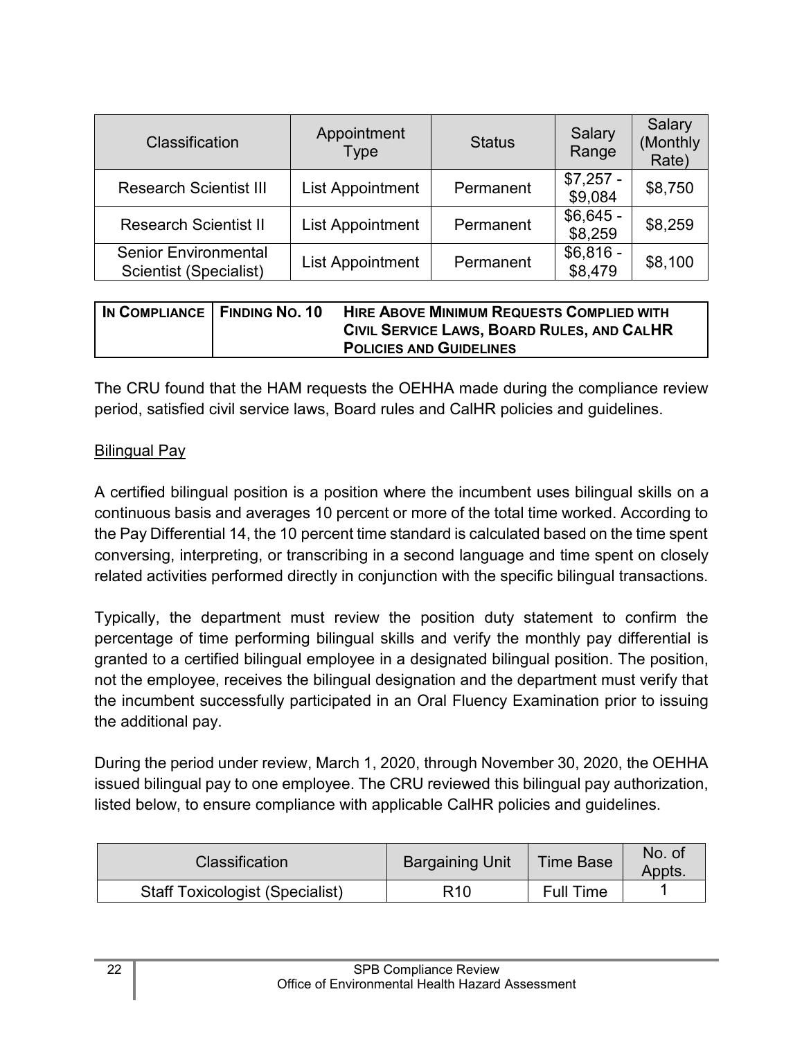| Classification | Appointment Type | Status | Salary Range | Salary (Monthly Rate) |
|---|---|---|---|---|
| Research Scientist III | List Appointment | Permanent | $7,257 - $9,084 | $8,750 |
| Research Scientist II | List Appointment | Permanent | $6,645 - $8,259 | $8,259 |
| Senior Environmental Scientist (Specialist) | List Appointment | Permanent | $6,816 - $8,479 | $8,100 |

| IN COMPLIANCE | FINDING NO. 10 | HIRE ABOVE MINIMUM REQUESTS COMPLIED WITH CIVIL SERVICE LAWS, BOARD RULES, AND CALHR POLICIES AND GUIDELINES |
|---|---|---|

The CRU found that the HAM requests the OEHHA made during the compliance review period, satisfied civil service laws, Board rules and CalHR policies and guidelines.

Bilingual Pay

A certified bilingual position is a position where the incumbent uses bilingual skills on a continuous basis and averages 10 percent or more of the total time worked. According to the Pay Differential 14, the 10 percent time standard is calculated based on the time spent conversing, interpreting, or transcribing in a second language and time spent on closely related activities performed directly in conjunction with the specific bilingual transactions.

Typically, the department must review the position duty statement to confirm the percentage of time performing bilingual skills and verify the monthly pay differential is granted to a certified bilingual employee in a designated bilingual position. The position, not the employee, receives the bilingual designation and the department must verify that the incumbent successfully participated in an Oral Fluency Examination prior to issuing the additional pay.

During the period under review, March 1, 2020, through November 30, 2020, the OEHHA issued bilingual pay to one employee. The CRU reviewed this bilingual pay authorization, listed below, to ensure compliance with applicable CalHR policies and guidelines.

| Classification | Bargaining Unit | Time Base | No. of Appts. |
|---|---|---|---|
| Staff Toxicologist (Specialist) | R10 | Full Time | 1 |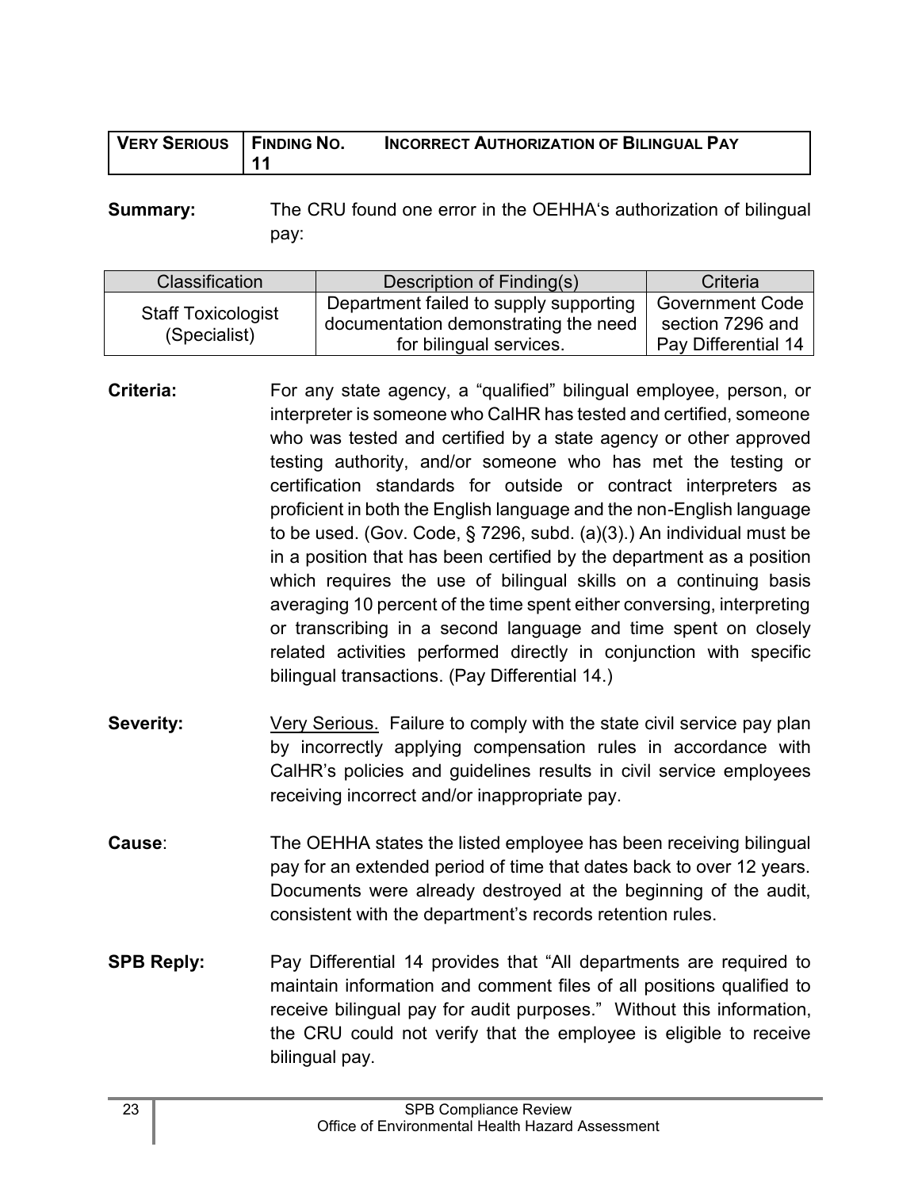| VERY SERIOUS | FINDING NO. 11 | INCORRECT AUTHORIZATION OF BILINGUAL PAY |
|---|---|---|

**Summary:** The CRU found one error in the OEHHA's authorization of bilingual pay:

| Classification | Description of Finding(s) | Criteria |
|---|---|---|
| Staff Toxicologist (Specialist) | Department failed to supply supporting documentation demonstrating the need for bilingual services. | Government Code section 7296 and Pay Differential 14 |

**Criteria:** For any state agency, a "qualified" bilingual employee, person, or interpreter is someone who CalHR has tested and certified, someone who was tested and certified by a state agency or other approved testing authority, and/or someone who has met the testing or certification standards for outside or contract interpreters as proficient in both the English language and the non-English language to be used. (Gov. Code, § 7296, subd. (a)(3).) An individual must be in a position that has been certified by the department as a position which requires the use of bilingual skills on a continuing basis averaging 10 percent of the time spent either conversing, interpreting or transcribing in a second language and time spent on closely related activities performed directly in conjunction with specific bilingual transactions. (Pay Differential 14.)

**Severity:** Very Serious. Failure to comply with the state civil service pay plan by incorrectly applying compensation rules in accordance with CalHR's policies and guidelines results in civil service employees receiving incorrect and/or inappropriate pay.

**Cause:** The OEHHA states the listed employee has been receiving bilingual pay for an extended period of time that dates back to over 12 years. Documents were already destroyed at the beginning of the audit, consistent with the department's records retention rules.

**SPB Reply:** Pay Differential 14 provides that "All departments are required to maintain information and comment files of all positions qualified to receive bilingual pay for audit purposes." Without this information, the CRU could not verify that the employee is eligible to receive bilingual pay.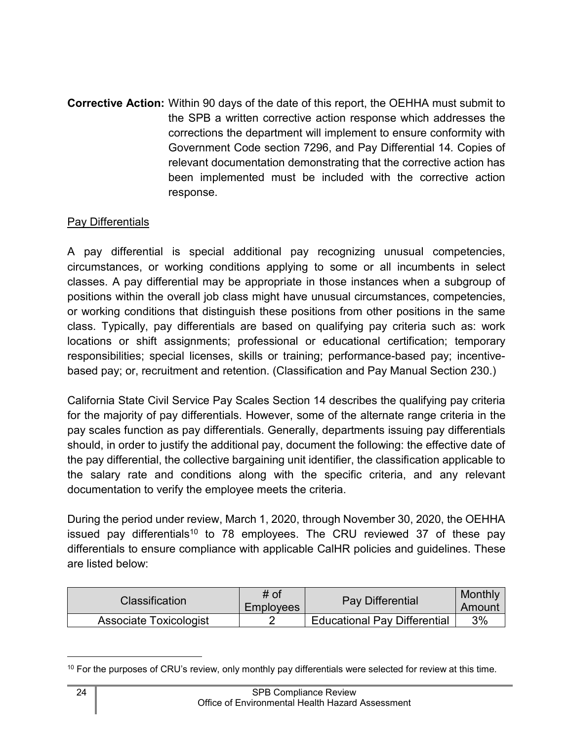**Corrective Action:** Within 90 days of the date of this report, the OEHHA must submit to the SPB a written corrective action response which addresses the corrections the department will implement to ensure conformity with Government Code section 7296, and Pay Differential 14. Copies of relevant documentation demonstrating that the corrective action has been implemented must be included with the corrective action response.

Pay Differentials

A pay differential is special additional pay recognizing unusual competencies, circumstances, or working conditions applying to some or all incumbents in select classes. A pay differential may be appropriate in those instances when a subgroup of positions within the overall job class might have unusual circumstances, competencies, or working conditions that distinguish these positions from other positions in the same class. Typically, pay differentials are based on qualifying pay criteria such as: work locations or shift assignments; professional or educational certification; temporary responsibilities; special licenses, skills or training; performance-based pay; incentive-based pay; or, recruitment and retention. (Classification and Pay Manual Section 230.)

California State Civil Service Pay Scales Section 14 describes the qualifying pay criteria for the majority of pay differentials. However, some of the alternate range criteria in the pay scales function as pay differentials. Generally, departments issuing pay differentials should, in order to justify the additional pay, document the following: the effective date of the pay differential, the collective bargaining unit identifier, the classification applicable to the salary rate and conditions along with the specific criteria, and any relevant documentation to verify the employee meets the criteria.

During the period under review, March 1, 2020, through November 30, 2020, the OEHHA issued pay differentials[10] to 78 employees. The CRU reviewed 37 of these pay differentials to ensure compliance with applicable CalHR policies and guidelines. These are listed below:

| Classification | # of Employees | Pay Differential | Monthly Amount |
|---|---|---|---|
| Associate Toxicologist | 2 | Educational Pay Differential | 3% |

[10] For the purposes of CRU's review, only monthly pay differentials were selected for review at this time.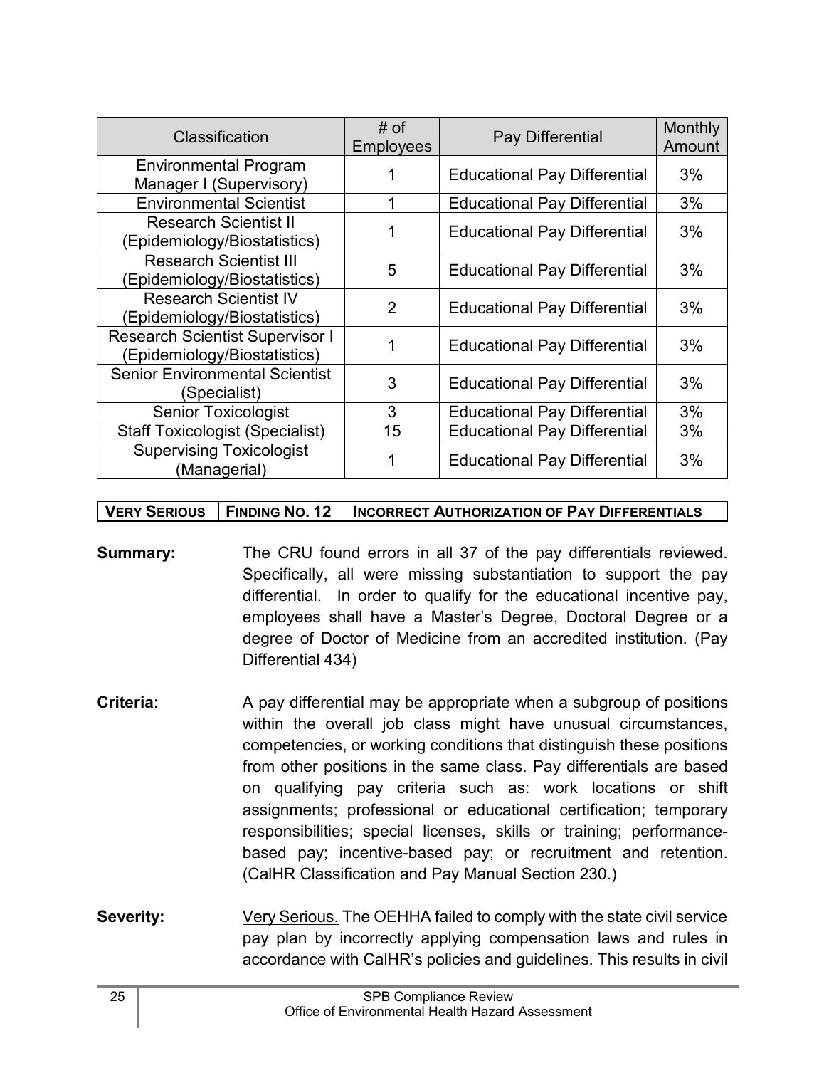| Classification | # of Employees | Pay Differential | Monthly Amount |
|---|---|---|---|
| Environmental Program Manager I (Supervisory) | 1 | Educational Pay Differential | 3% |
| Environmental Scientist | 1 | Educational Pay Differential | 3% |
| Research Scientist II (Epidemiology/Biostatistics) | 1 | Educational Pay Differential | 3% |
| Research Scientist III (Epidemiology/Biostatistics) | 5 | Educational Pay Differential | 3% |
| Research Scientist IV (Epidemiology/Biostatistics) | 2 | Educational Pay Differential | 3% |
| Research Scientist Supervisor I (Epidemiology/Biostatistics) | 1 | Educational Pay Differential | 3% |
| Senior Environmental Scientist (Specialist) | 3 | Educational Pay Differential | 3% |
| Senior Toxicologist | 3 | Educational Pay Differential | 3% |
| Staff Toxicologist (Specialist) | 15 | Educational Pay Differential | 3% |
| Supervising Toxicologist (Managerial) | 1 | Educational Pay Differential | 3% |

| VERY SERIOUS | FINDING NO. 12 INCORRECT AUTHORIZATION OF PAY DIFFERENTIALS |
|---|---|

**Summary:** The CRU found errors in all 37 of the pay differentials reviewed. Specifically, all were missing substantiation to support the pay differential. In order to qualify for the educational incentive pay, employees shall have a Master's Degree, Doctoral Degree or a degree of Doctor of Medicine from an accredited institution. (Pay Differential 434)

**Criteria:** A pay differential may be appropriate when a subgroup of positions within the overall job class might have unusual circumstances, competencies, or working conditions that distinguish these positions from other positions in the same class. Pay differentials are based on qualifying pay criteria such as: work locations or shift assignments; professional or educational certification; temporary responsibilities; special licenses, skills or training; performance-based pay; incentive-based pay; or recruitment and retention. (CalHR Classification and Pay Manual Section 230.)

**Severity:** Very Serious. The OEHHA failed to comply with the state civil service pay plan by incorrectly applying compensation laws and rules in accordance with CalHR's policies and guidelines. This results in civil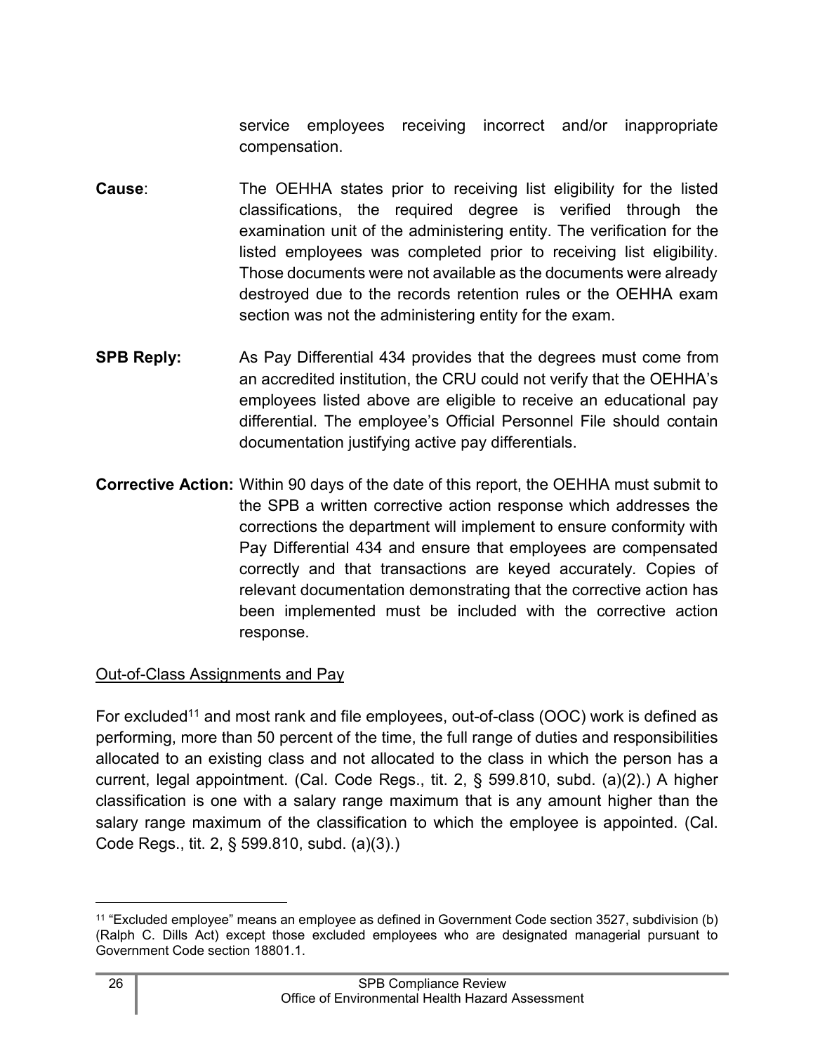service employees receiving incorrect and/or inappropriate compensation.

**Cause**: The OEHHA states prior to receiving list eligibility for the listed classifications, the required degree is verified through the examination unit of the administering entity. The verification for the listed employees was completed prior to receiving list eligibility. Those documents were not available as the documents were already destroyed due to the records retention rules or the OEHHA exam section was not the administering entity for the exam.

**SPB Reply:** As Pay Differential 434 provides that the degrees must come from an accredited institution, the CRU could not verify that the OEHHA's employees listed above are eligible to receive an educational pay differential. The employee's Official Personnel File should contain documentation justifying active pay differentials.

**Corrective Action:** Within 90 days of the date of this report, the OEHHA must submit to the SPB a written corrective action response which addresses the corrections the department will implement to ensure conformity with Pay Differential 434 and ensure that employees are compensated correctly and that transactions are keyed accurately. Copies of relevant documentation demonstrating that the corrective action has been implemented must be included with the corrective action response.

Out-of-Class Assignments and Pay

For excluded[11] and most rank and file employees, out-of-class (OOC) work is defined as performing, more than 50 percent of the time, the full range of duties and responsibilities allocated to an existing class and not allocated to the class in which the person has a current, legal appointment. (Cal. Code Regs., tit. 2, § 599.810, subd. (a)(2).) A higher classification is one with a salary range maximum that is any amount higher than the salary range maximum of the classification to which the employee is appointed. (Cal. Code Regs., tit. 2, § 599.810, subd. (a)(3).)

[11] "Excluded employee" means an employee as defined in Government Code section 3527, subdivision (b) (Ralph C. Dills Act) except those excluded employees who are designated managerial pursuant to Government Code section 18801.1.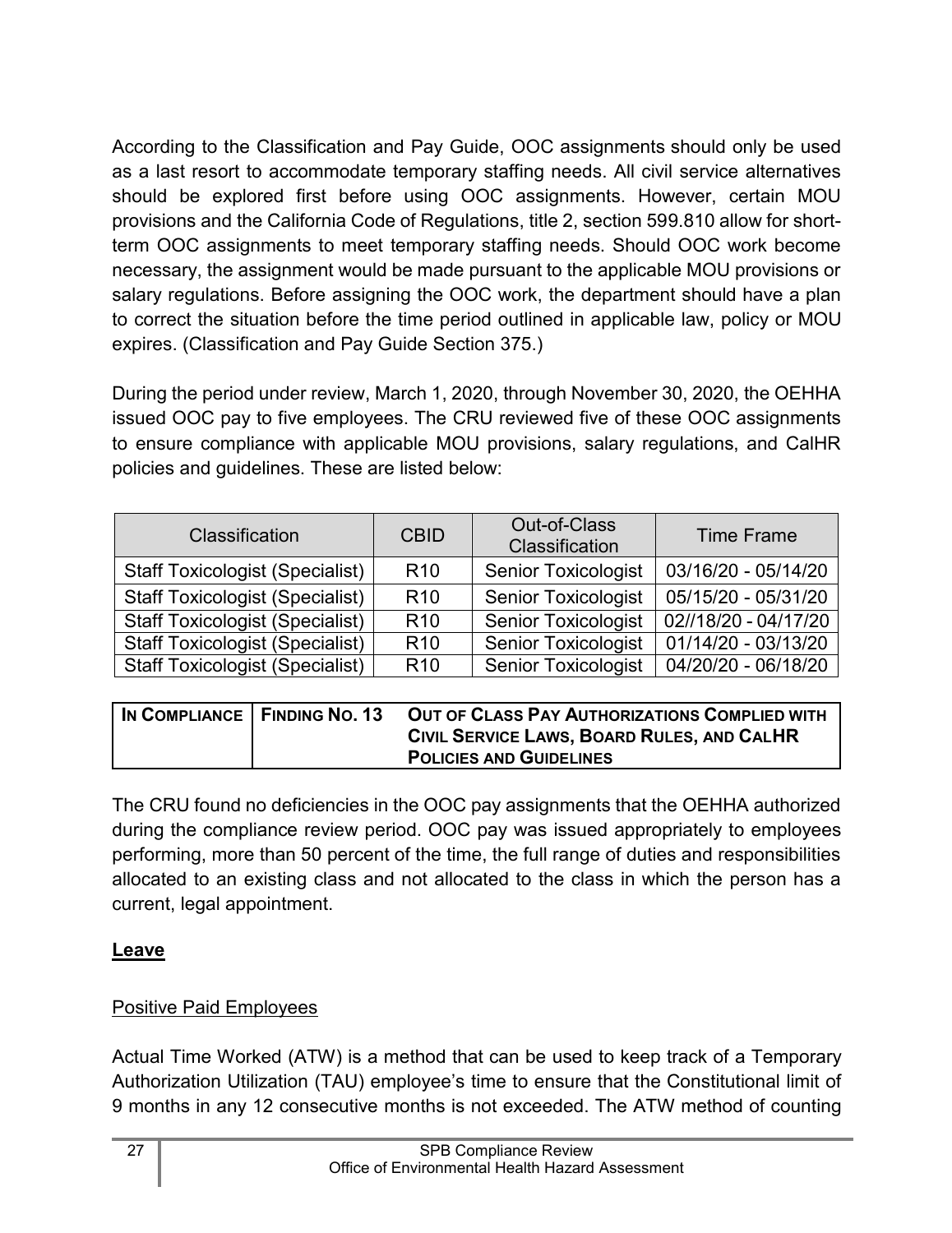According to the Classification and Pay Guide, OOC assignments should only be used as a last resort to accommodate temporary staffing needs. All civil service alternatives should be explored first before using OOC assignments. However, certain MOU provisions and the California Code of Regulations, title 2, section 599.810 allow for short-term OOC assignments to meet temporary staffing needs. Should OOC work become necessary, the assignment would be made pursuant to the applicable MOU provisions or salary regulations. Before assigning the OOC work, the department should have a plan to correct the situation before the time period outlined in applicable law, policy or MOU expires. (Classification and Pay Guide Section 375.)

During the period under review, March 1, 2020, through November 30, 2020, the OEHHA issued OOC pay to five employees. The CRU reviewed five of these OOC assignments to ensure compliance with applicable MOU provisions, salary regulations, and CalHR policies and guidelines. These are listed below:

| Classification | CBID | Out-of-Class Classification | Time Frame |
|---|---|---|---|
| Staff Toxicologist (Specialist) | R10 | Senior Toxicologist | 03/16/20 - 05/14/20 |
| Staff Toxicologist (Specialist) | R10 | Senior Toxicologist | 05/15/20 - 05/31/20 |
| Staff Toxicologist (Specialist) | R10 | Senior Toxicologist | 02//18/20 - 04/17/20 |
| Staff Toxicologist (Specialist) | R10 | Senior Toxicologist | 01/14/20 - 03/13/20 |
| Staff Toxicologist (Specialist) | R10 | Senior Toxicologist | 04/20/20 - 06/18/20 |

| IN COMPLIANCE | FINDING NO. 13 | OUT OF CLASS PAY AUTHORIZATIONS COMPLIED WITH CIVIL SERVICE LAWS, BOARD RULES, AND CALHR POLICIES AND GUIDELINES |
|---|---|---|

The CRU found no deficiencies in the OOC pay assignments that the OEHHA authorized during the compliance review period. OOC pay was issued appropriately to employees performing, more than 50 percent of the time, the full range of duties and responsibilities allocated to an existing class and not allocated to the class in which the person has a current, legal appointment.

## **Leave**

### Positive Paid Employees

Actual Time Worked (ATW) is a method that can be used to keep track of a Temporary Authorization Utilization (TAU) employee's time to ensure that the Constitutional limit of 9 months in any 12 consecutive months is not exceeded. The ATW method of counting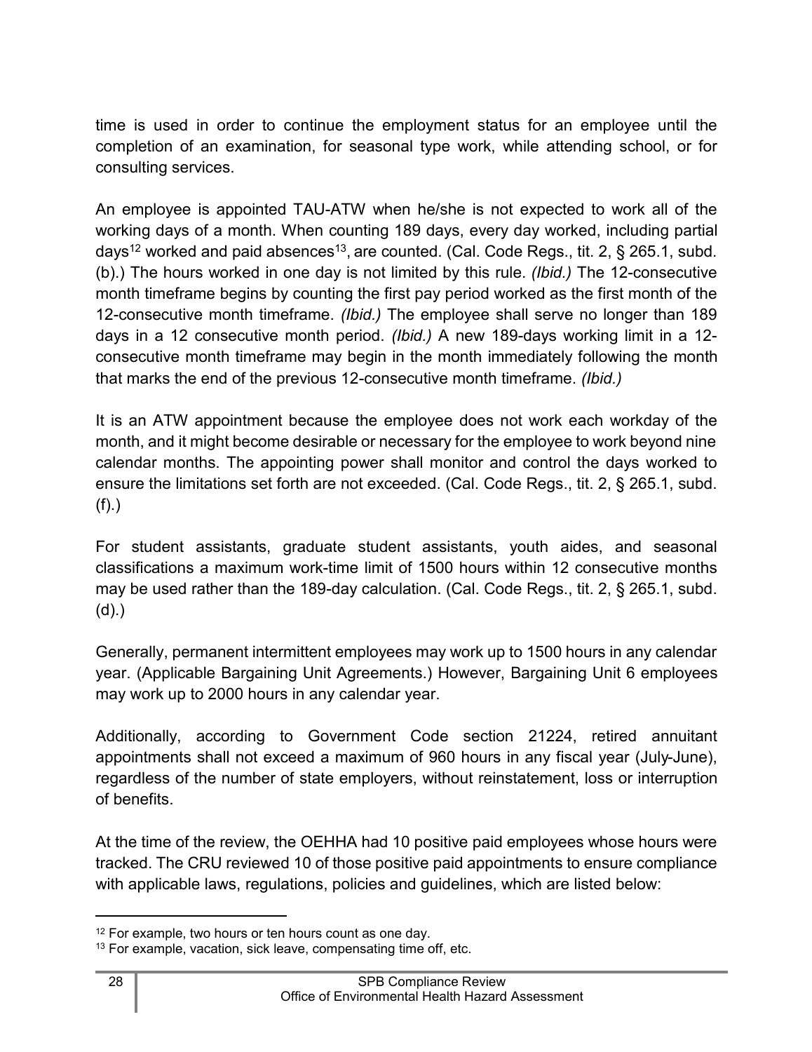time is used in order to continue the employment status for an employee until the completion of an examination, for seasonal type work, while attending school, or for consulting services.

An employee is appointed TAU-ATW when he/she is not expected to work all of the working days of a month. When counting 189 days, every day worked, including partial days[12] worked and paid absences[13], are counted. (Cal. Code Regs., tit. 2, § 265.1, subd. (b).) The hours worked in one day is not limited by this rule. *(Ibid.)* The 12-consecutive month timeframe begins by counting the first pay period worked as the first month of the 12-consecutive month timeframe. *(Ibid.)* The employee shall serve no longer than 189 days in a 12 consecutive month period. *(Ibid.)* A new 189-days working limit in a 12-consecutive month timeframe may begin in the month immediately following the month that marks the end of the previous 12-consecutive month timeframe. *(Ibid.)*

It is an ATW appointment because the employee does not work each workday of the month, and it might become desirable or necessary for the employee to work beyond nine calendar months. The appointing power shall monitor and control the days worked to ensure the limitations set forth are not exceeded. (Cal. Code Regs., tit. 2, § 265.1, subd. (f).)

For student assistants, graduate student assistants, youth aides, and seasonal classifications a maximum work-time limit of 1500 hours within 12 consecutive months may be used rather than the 189-day calculation. (Cal. Code Regs., tit. 2, § 265.1, subd. (d).)

Generally, permanent intermittent employees may work up to 1500 hours in any calendar year. (Applicable Bargaining Unit Agreements.) However, Bargaining Unit 6 employees may work up to 2000 hours in any calendar year.

Additionally, according to Government Code section 21224, retired annuitant appointments shall not exceed a maximum of 960 hours in any fiscal year (July-June), regardless of the number of state employers, without reinstatement, loss or interruption of benefits.

At the time of the review, the OEHHA had 10 positive paid employees whose hours were tracked. The CRU reviewed 10 of those positive paid appointments to ensure compliance with applicable laws, regulations, policies and guidelines, which are listed below:

---

[12] For example, two hours or ten hours count as one day.

[13] For example, vacation, sick leave, compensating time off, etc.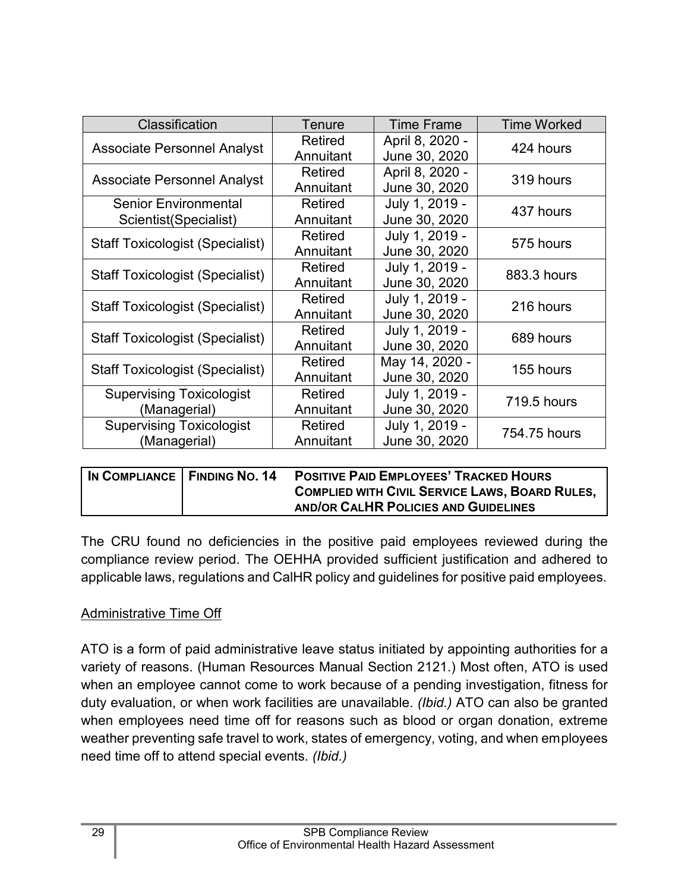| Classification | Tenure | Time Frame | Time Worked |
|---|---|---|---|
| Associate Personnel Analyst | Retired Annuitant | April 8, 2020 - June 30, 2020 | 424 hours |
| Associate Personnel Analyst | Retired Annuitant | April 8, 2020 - June 30, 2020 | 319 hours |
| Senior Environmental Scientist(Specialist) | Retired Annuitant | July 1, 2019 - June 30, 2020 | 437 hours |
| Staff Toxicologist (Specialist) | Retired Annuitant | July 1, 2019 - June 30, 2020 | 575 hours |
| Staff Toxicologist (Specialist) | Retired Annuitant | July 1, 2019 - June 30, 2020 | 883.3 hours |
| Staff Toxicologist (Specialist) | Retired Annuitant | July 1, 2019 - June 30, 2020 | 216 hours |
| Staff Toxicologist (Specialist) | Retired Annuitant | July 1, 2019 - June 30, 2020 | 689 hours |
| Staff Toxicologist (Specialist) | Retired Annuitant | May 14, 2020 - June 30, 2020 | 155 hours |
| Supervising Toxicologist (Managerial) | Retired Annuitant | July 1, 2019 - June 30, 2020 | 719.5 hours |
| Supervising Toxicologist (Managerial) | Retired Annuitant | July 1, 2019 - June 30, 2020 | 754.75 hours |

| IN COMPLIANCE | FINDING NO. 14 | POSITIVE PAID EMPLOYEES' TRACKED HOURS COMPLIED WITH CIVIL SERVICE LAWS, BOARD RULES, AND/OR CALHR POLICIES AND GUIDELINES |
|---|---|---|

The CRU found no deficiencies in the positive paid employees reviewed during the compliance review period. The OEHHA provided sufficient justification and adhered to applicable laws, regulations and CalHR policy and guidelines for positive paid employees.

Administrative Time Off

ATO is a form of paid administrative leave status initiated by appointing authorities for a variety of reasons. (Human Resources Manual Section 2121.) Most often, ATO is used when an employee cannot come to work because of a pending investigation, fitness for duty evaluation, or when work facilities are unavailable. *(Ibid.)* ATO can also be granted when employees need time off for reasons such as blood or organ donation, extreme weather preventing safe travel to work, states of emergency, voting, and when employees need time off to attend special events. *(Ibid.)*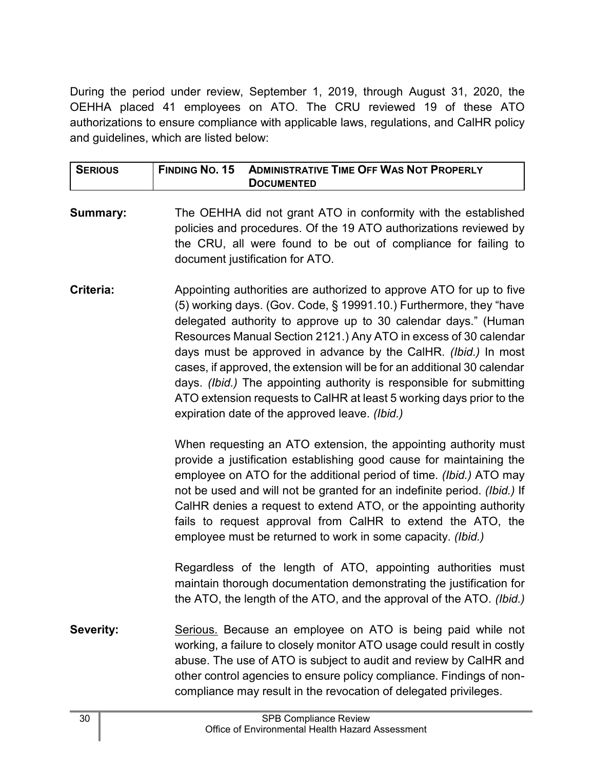During the period under review, September 1, 2019, through August 31, 2020, the OEHHA placed 41 employees on ATO. The CRU reviewed 19 of these ATO authorizations to ensure compliance with applicable laws, regulations, and CalHR policy and guidelines, which are listed below:

| SERIOUS | FINDING NO. 15 ADMINISTRATIVE TIME OFF WAS NOT PROPERLY DOCUMENTED |
|---|---|

**Summary:** The OEHHA did not grant ATO in conformity with the established policies and procedures. Of the 19 ATO authorizations reviewed by the CRU, all were found to be out of compliance for failing to document justification for ATO.

**Criteria:** Appointing authorities are authorized to approve ATO for up to five (5) working days. (Gov. Code, § 19991.10.) Furthermore, they "have delegated authority to approve up to 30 calendar days." (Human Resources Manual Section 2121.) Any ATO in excess of 30 calendar days must be approved in advance by the CalHR. *(Ibid.)* In most cases, if approved, the extension will be for an additional 30 calendar days. *(Ibid.)* The appointing authority is responsible for submitting ATO extension requests to CalHR at least 5 working days prior to the expiration date of the approved leave. *(Ibid.)*

When requesting an ATO extension, the appointing authority must provide a justification establishing good cause for maintaining the employee on ATO for the additional period of time. *(Ibid.)* ATO may not be used and will not be granted for an indefinite period. *(Ibid.)* If CalHR denies a request to extend ATO, or the appointing authority fails to request approval from CalHR to extend the ATO, the employee must be returned to work in some capacity. *(Ibid.)*

Regardless of the length of ATO, appointing authorities must maintain thorough documentation demonstrating the justification for the ATO, the length of the ATO, and the approval of the ATO. *(Ibid.)*

**Severity:** Serious. Because an employee on ATO is being paid while not working, a failure to closely monitor ATO usage could result in costly abuse. The use of ATO is subject to audit and review by CalHR and other control agencies to ensure policy compliance. Findings of non-compliance may result in the revocation of delegated privileges.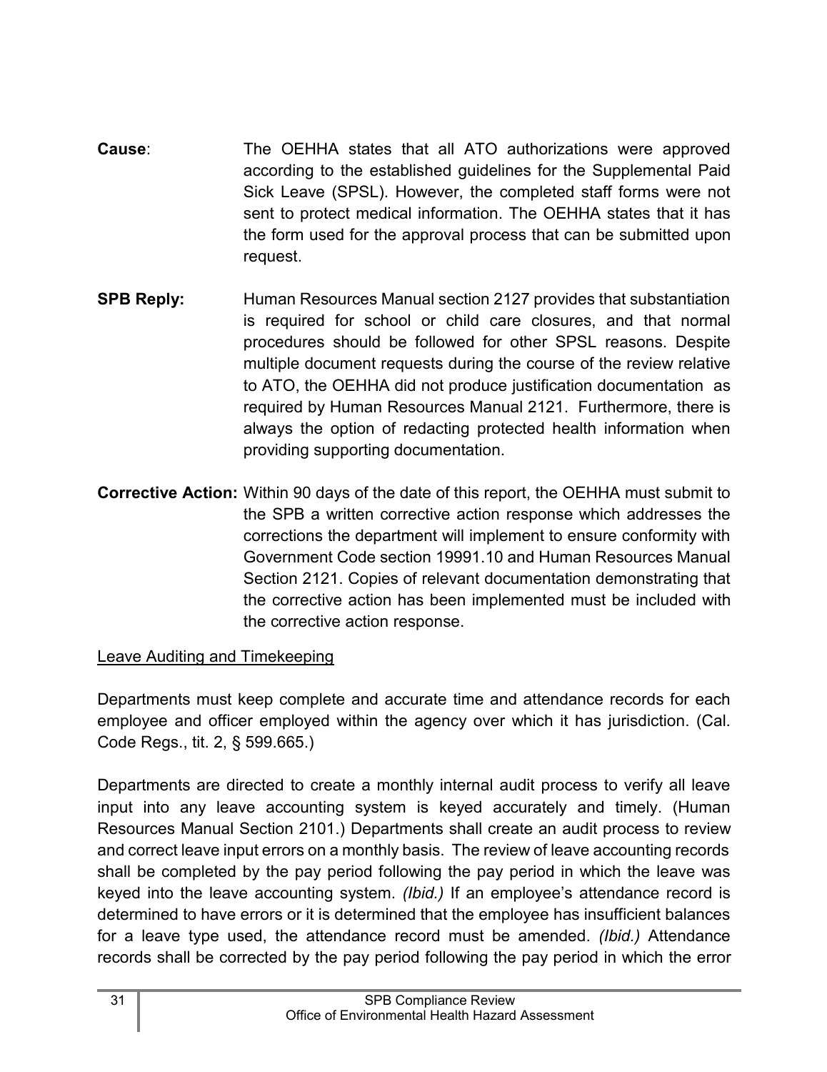**Cause**: The OEHHA states that all ATO authorizations were approved according to the established guidelines for the Supplemental Paid Sick Leave (SPSL). However, the completed staff forms were not sent to protect medical information. The OEHHA states that it has the form used for the approval process that can be submitted upon request.

**SPB Reply:** Human Resources Manual section 2127 provides that substantiation is required for school or child care closures, and that normal procedures should be followed for other SPSL reasons. Despite multiple document requests during the course of the review relative to ATO, the OEHHA did not produce justification documentation as required by Human Resources Manual 2121. Furthermore, there is always the option of redacting protected health information when providing supporting documentation.

**Corrective Action:** Within 90 days of the date of this report, the OEHHA must submit to the SPB a written corrective action response which addresses the corrections the department will implement to ensure conformity with Government Code section 19991.10 and Human Resources Manual Section 2121. Copies of relevant documentation demonstrating that the corrective action has been implemented must be included with the corrective action response.

<u>Leave Auditing and Timekeeping</u>

Departments must keep complete and accurate time and attendance records for each employee and officer employed within the agency over which it has jurisdiction. (Cal. Code Regs., tit. 2, § 599.665.)

Departments are directed to create a monthly internal audit process to verify all leave input into any leave accounting system is keyed accurately and timely. (Human Resources Manual Section 2101.) Departments shall create an audit process to review and correct leave input errors on a monthly basis. The review of leave accounting records shall be completed by the pay period following the pay period in which the leave was keyed into the leave accounting system. *(Ibid.)* If an employee's attendance record is determined to have errors or it is determined that the employee has insufficient balances for a leave type used, the attendance record must be amended. *(Ibid.)* Attendance records shall be corrected by the pay period following the pay period in which the error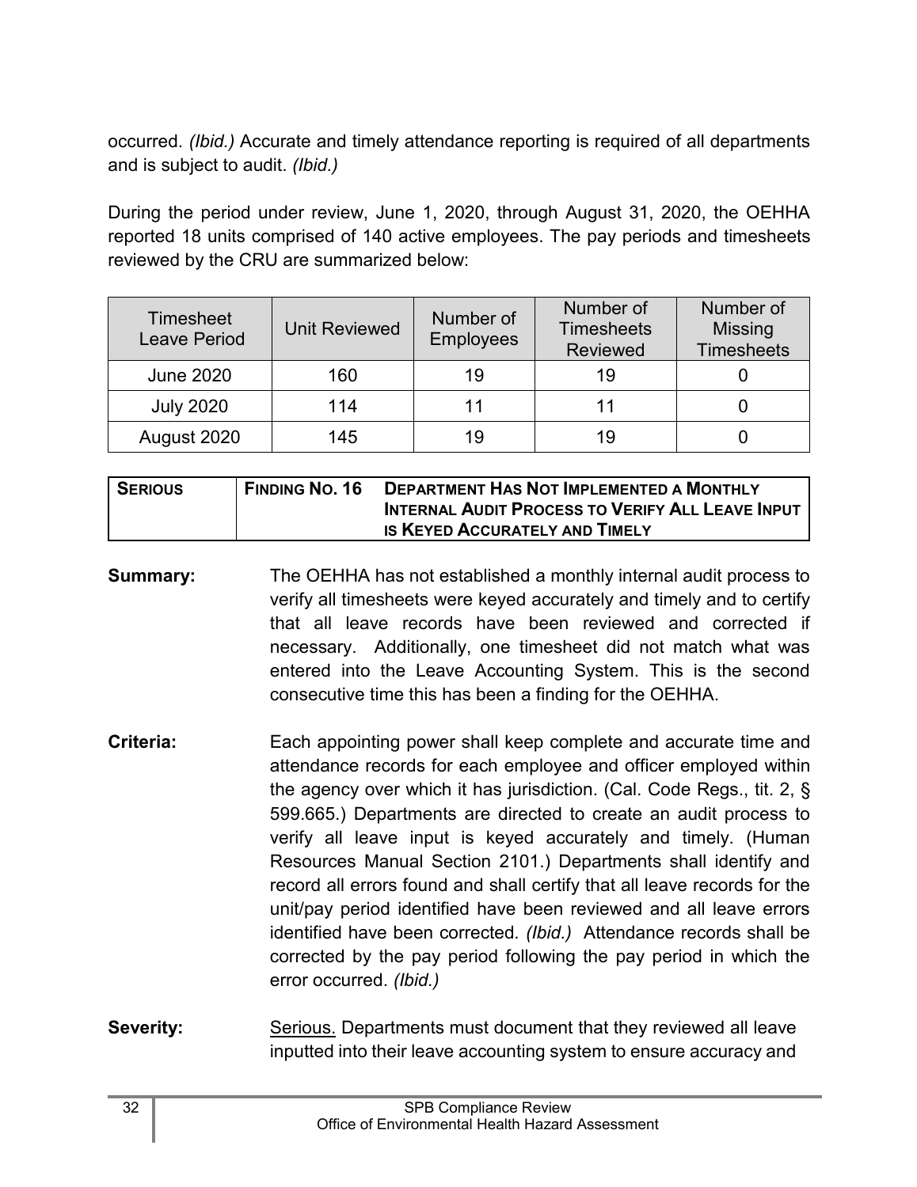occurred. *(Ibid.)* Accurate and timely attendance reporting is required of all departments and is subject to audit. *(Ibid.)*

During the period under review, June 1, 2020, through August 31, 2020, the OEHHA reported 18 units comprised of 140 active employees. The pay periods and timesheets reviewed by the CRU are summarized below:

| Timesheet Leave Period | Unit Reviewed | Number of Employees | Number of Timesheets Reviewed | Number of Missing Timesheets |
|---|---|---|---|---|
| June 2020 | 160 | 19 | 19 | 0 |
| July 2020 | 114 | 11 | 11 | 0 |
| August 2020 | 145 | 19 | 19 | 0 |

| **SERIOUS** | **FINDING NO. 16** | **DEPARTMENT HAS NOT IMPLEMENTED A MONTHLY INTERNAL AUDIT PROCESS TO VERIFY ALL LEAVE INPUT IS KEYED ACCURATELY AND TIMELY** |
|---|---|---|

**Summary:** The OEHHA has not established a monthly internal audit process to verify all timesheets were keyed accurately and timely and to certify that all leave records have been reviewed and corrected if necessary. Additionally, one timesheet did not match what was entered into the Leave Accounting System. This is the second consecutive time this has been a finding for the OEHHA.

**Criteria:** Each appointing power shall keep complete and accurate time and attendance records for each employee and officer employed within the agency over which it has jurisdiction. (Cal. Code Regs., tit. 2, § 599.665.) Departments are directed to create an audit process to verify all leave input is keyed accurately and timely. (Human Resources Manual Section 2101.) Departments shall identify and record all errors found and shall certify that all leave records for the unit/pay period identified have been reviewed and all leave errors identified have been corrected. *(Ibid.)* Attendance records shall be corrected by the pay period following the pay period in which the error occurred. *(Ibid.)*

**Severity:** Serious. Departments must document that they reviewed all leave inputted into their leave accounting system to ensure accuracy and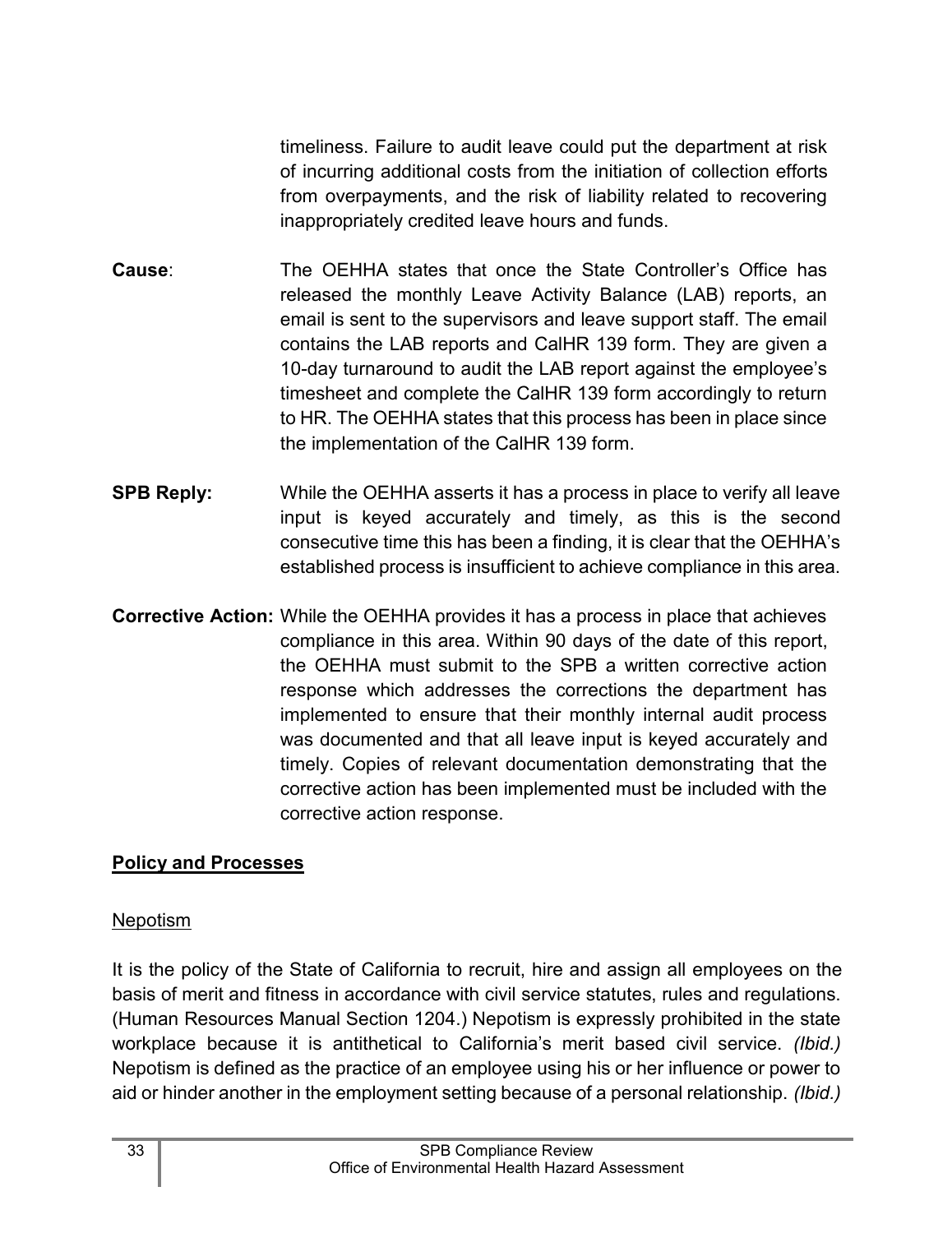timeliness. Failure to audit leave could put the department at risk of incurring additional costs from the initiation of collection efforts from overpayments, and the risk of liability related to recovering inappropriately credited leave hours and funds.

**Cause**: The OEHHA states that once the State Controller's Office has released the monthly Leave Activity Balance (LAB) reports, an email is sent to the supervisors and leave support staff. The email contains the LAB reports and CalHR 139 form. They are given a 10-day turnaround to audit the LAB report against the employee's timesheet and complete the CalHR 139 form accordingly to return to HR. The OEHHA states that this process has been in place since the implementation of the CalHR 139 form.

**SPB Reply:** While the OEHHA asserts it has a process in place to verify all leave input is keyed accurately and timely, as this is the second consecutive time this has been a finding, it is clear that the OEHHA's established process is insufficient to achieve compliance in this area.

**Corrective Action:** While the OEHHA provides it has a process in place that achieves compliance in this area. Within 90 days of the date of this report, the OEHHA must submit to the SPB a written corrective action response which addresses the corrections the department has implemented to ensure that their monthly internal audit process was documented and that all leave input is keyed accurately and timely. Copies of relevant documentation demonstrating that the corrective action has been implemented must be included with the corrective action response.

## Policy and Processes

### Nepotism

It is the policy of the State of California to recruit, hire and assign all employees on the basis of merit and fitness in accordance with civil service statutes, rules and regulations. (Human Resources Manual Section 1204.) Nepotism is expressly prohibited in the state workplace because it is antithetical to California's merit based civil service. *(Ibid.)* Nepotism is defined as the practice of an employee using his or her influence or power to aid or hinder another in the employment setting because of a personal relationship. *(Ibid.)*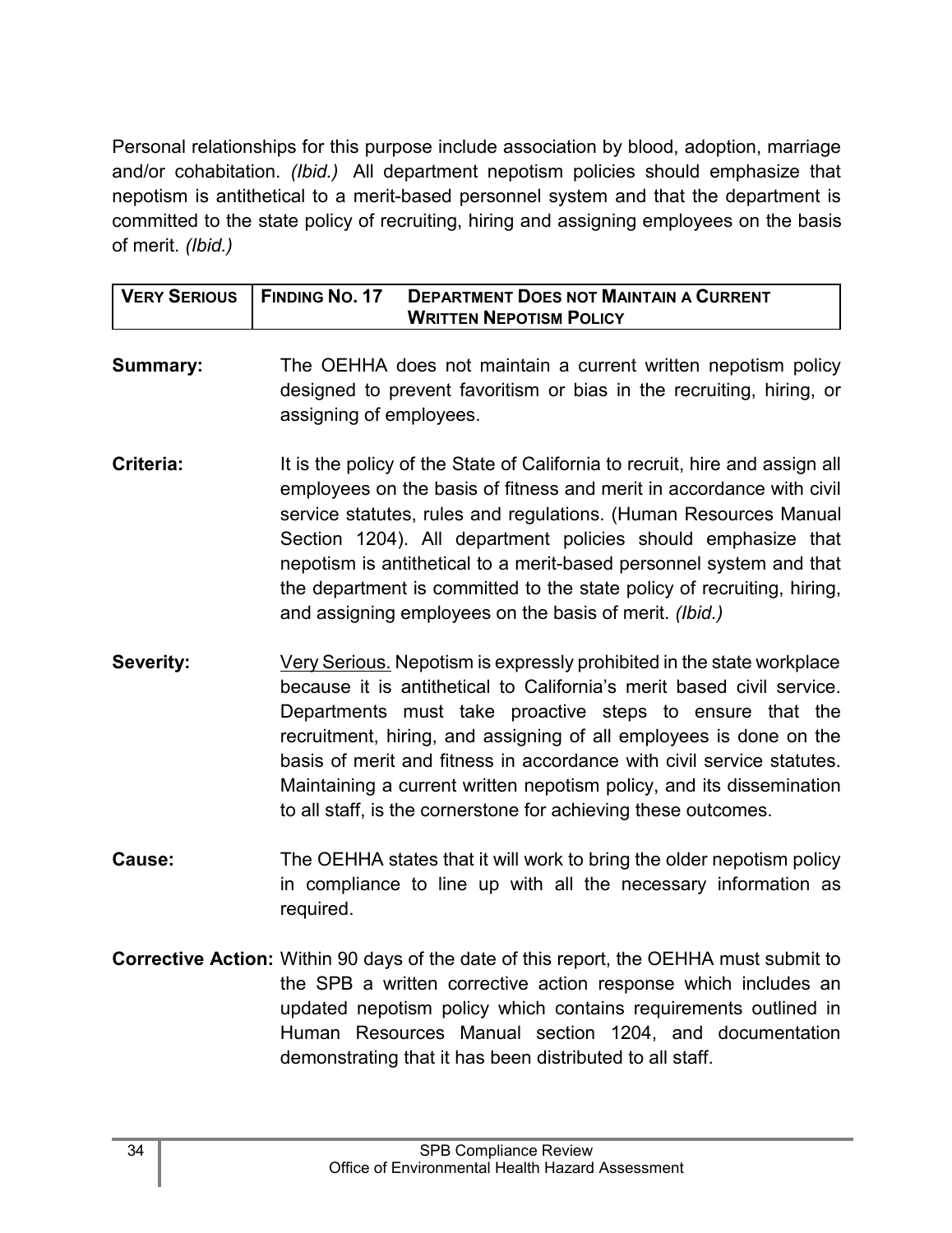Personal relationships for this purpose include association by blood, adoption, marriage and/or cohabitation. *(Ibid.)* All department nepotism policies should emphasize that nepotism is antithetical to a merit-based personnel system and that the department is committed to the state policy of recruiting, hiring and assigning employees on the basis of merit. *(Ibid.)*

| **VERY SERIOUS** | **FINDING NO. 17** | **DEPARTMENT DOES NOT MAINTAIN A CURRENT WRITTEN NEPOTISM POLICY** |
|---|---|---|

**Summary:** The OEHHA does not maintain a current written nepotism policy designed to prevent favoritism or bias in the recruiting, hiring, or assigning of employees.

**Criteria:** It is the policy of the State of California to recruit, hire and assign all employees on the basis of fitness and merit in accordance with civil service statutes, rules and regulations. (Human Resources Manual Section 1204). All department policies should emphasize that nepotism is antithetical to a merit-based personnel system and that the department is committed to the state policy of recruiting, hiring, and assigning employees on the basis of merit. *(Ibid.)*

**Severity:** Very Serious. Nepotism is expressly prohibited in the state workplace because it is antithetical to California's merit based civil service. Departments must take proactive steps to ensure that the recruitment, hiring, and assigning of all employees is done on the basis of merit and fitness in accordance with civil service statutes. Maintaining a current written nepotism policy, and its dissemination to all staff, is the cornerstone for achieving these outcomes.

**Cause:** The OEHHA states that it will work to bring the older nepotism policy in compliance to line up with all the necessary information as required.

**Corrective Action:** Within 90 days of the date of this report, the OEHHA must submit to the SPB a written corrective action response which includes an updated nepotism policy which contains requirements outlined in Human Resources Manual section 1204, and documentation demonstrating that it has been distributed to all staff.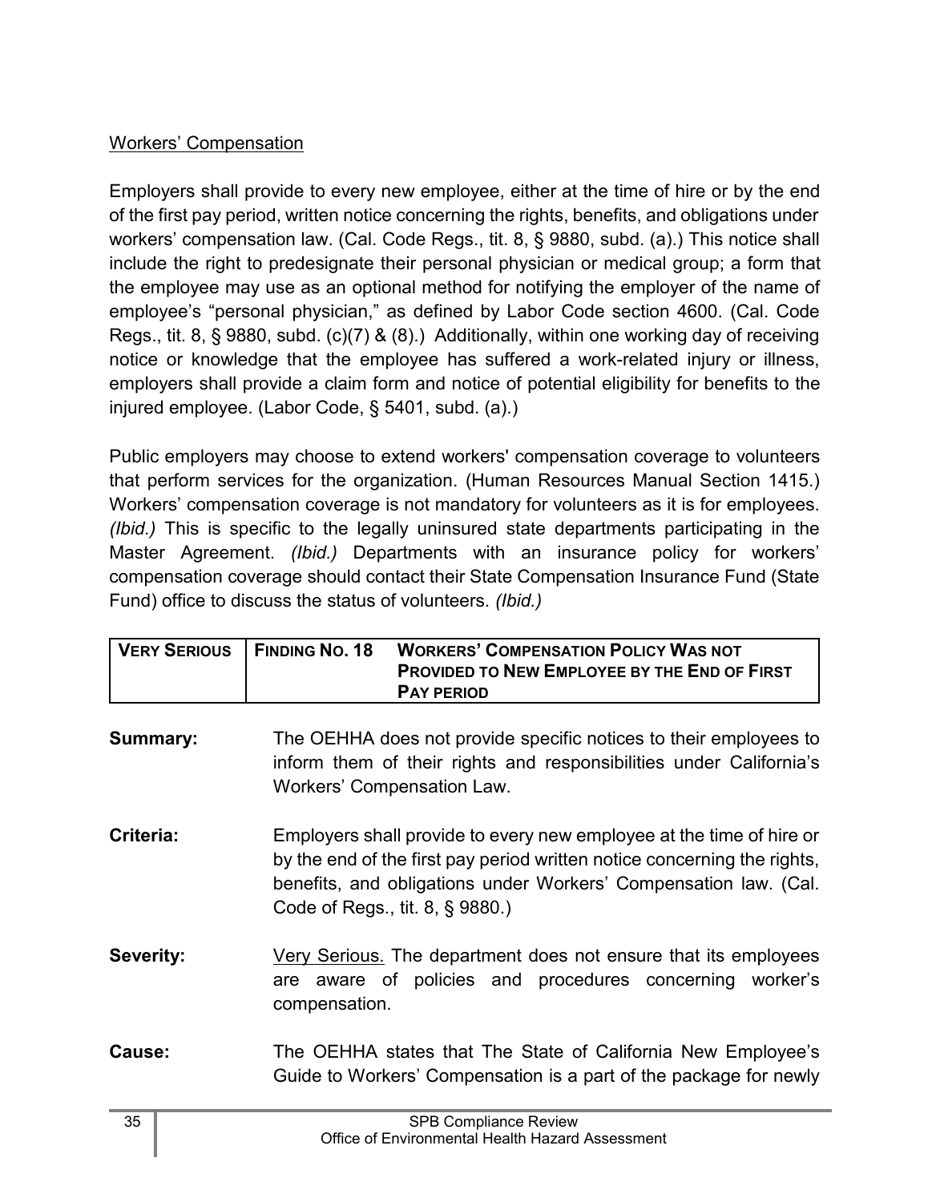<u>Workers' Compensation</u>

Employers shall provide to every new employee, either at the time of hire or by the end of the first pay period, written notice concerning the rights, benefits, and obligations under workers' compensation law. (Cal. Code Regs., tit. 8, § 9880, subd. (a).) This notice shall include the right to predesignate their personal physician or medical group; a form that the employee may use as an optional method for notifying the employer of the name of employee's "personal physician," as defined by Labor Code section 4600. (Cal. Code Regs., tit. 8, § 9880, subd. (c)(7) & (8).) Additionally, within one working day of receiving notice or knowledge that the employee has suffered a work-related injury or illness, employers shall provide a claim form and notice of potential eligibility for benefits to the injured employee. (Labor Code, § 5401, subd. (a).)

Public employers may choose to extend workers' compensation coverage to volunteers that perform services for the organization. (Human Resources Manual Section 1415.) Workers' compensation coverage is not mandatory for volunteers as it is for employees. *(Ibid.)* This is specific to the legally uninsured state departments participating in the Master Agreement. *(Ibid.)* Departments with an insurance policy for workers' compensation coverage should contact their State Compensation Insurance Fund (State Fund) office to discuss the status of volunteers. *(Ibid.)*

| **VERY SERIOUS** | **FINDING NO. 18** | **WORKERS' COMPENSATION POLICY WAS NOT PROVIDED TO NEW EMPLOYEE BY THE END OF FIRST PAY PERIOD** |
|---|---|---|

**Summary:** The OEHHA does not provide specific notices to their employees to inform them of their rights and responsibilities under California's Workers' Compensation Law.

**Criteria:** Employers shall provide to every new employee at the time of hire or by the end of the first pay period written notice concerning the rights, benefits, and obligations under Workers' Compensation law. (Cal. Code of Regs., tit. 8, § 9880.)

**Severity:** <u>Very Serious.</u> The department does not ensure that its employees are aware of policies and procedures concerning worker's compensation.

**Cause:** The OEHHA states that The State of California New Employee's Guide to Workers' Compensation is a part of the package for newly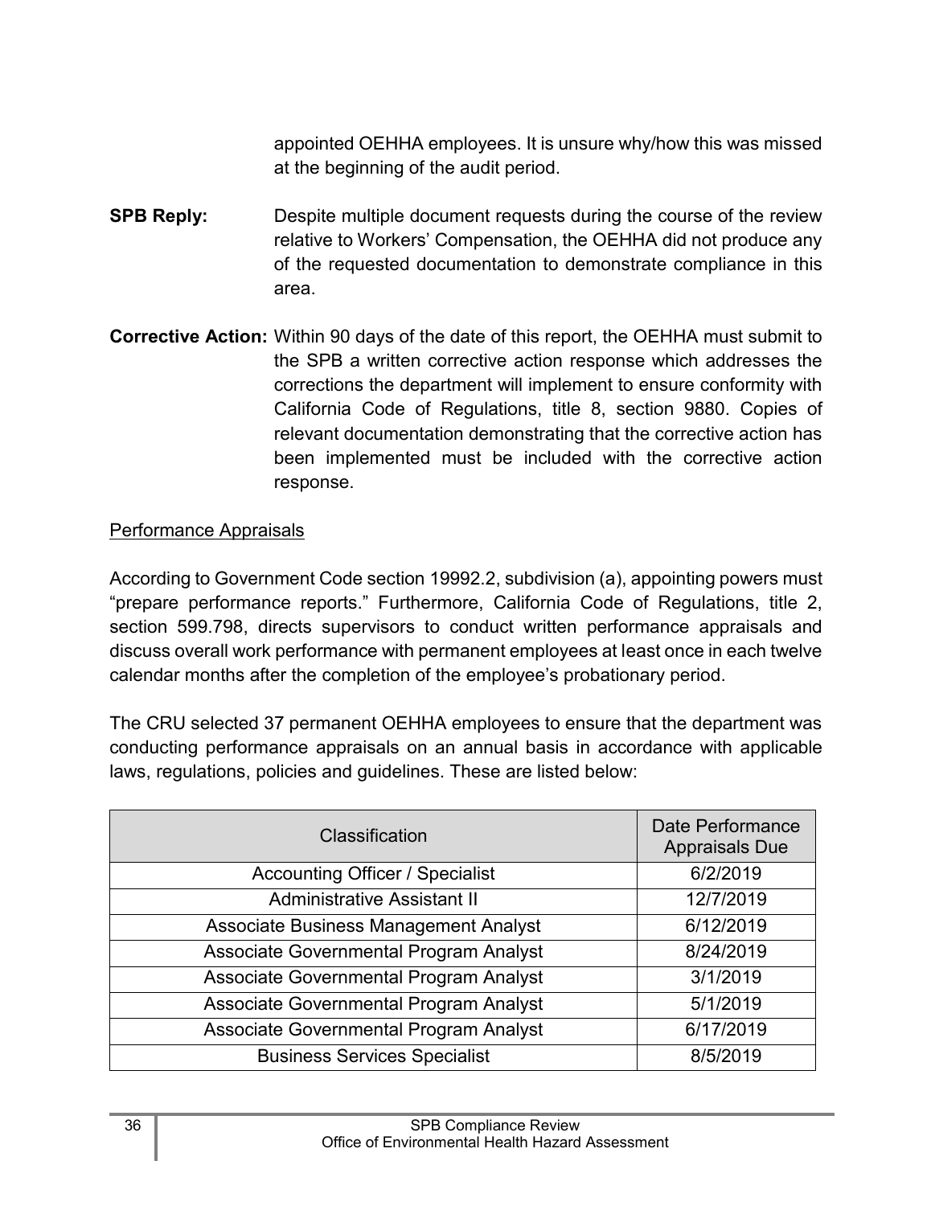appointed OEHHA employees. It is unsure why/how this was missed at the beginning of the audit period.

**SPB Reply:** Despite multiple document requests during the course of the review relative to Workers' Compensation, the OEHHA did not produce any of the requested documentation to demonstrate compliance in this area.

**Corrective Action:** Within 90 days of the date of this report, the OEHHA must submit to the SPB a written corrective action response which addresses the corrections the department will implement to ensure conformity with California Code of Regulations, title 8, section 9880. Copies of relevant documentation demonstrating that the corrective action has been implemented must be included with the corrective action response.

<u>Performance Appraisals</u>

According to Government Code section 19992.2, subdivision (a), appointing powers must "prepare performance reports." Furthermore, California Code of Regulations, title 2, section 599.798, directs supervisors to conduct written performance appraisals and discuss overall work performance with permanent employees at least once in each twelve calendar months after the completion of the employee's probationary period.

The CRU selected 37 permanent OEHHA employees to ensure that the department was conducting performance appraisals on an annual basis in accordance with applicable laws, regulations, policies and guidelines. These are listed below:

| Classification | Date Performance Appraisals Due |
|---|---|
| Accounting Officer / Specialist | 6/2/2019 |
| Administrative Assistant II | 12/7/2019 |
| Associate Business Management Analyst | 6/12/2019 |
| Associate Governmental Program Analyst | 8/24/2019 |
| Associate Governmental Program Analyst | 3/1/2019 |
| Associate Governmental Program Analyst | 5/1/2019 |
| Associate Governmental Program Analyst | 6/17/2019 |
| Business Services Specialist | 8/5/2019 |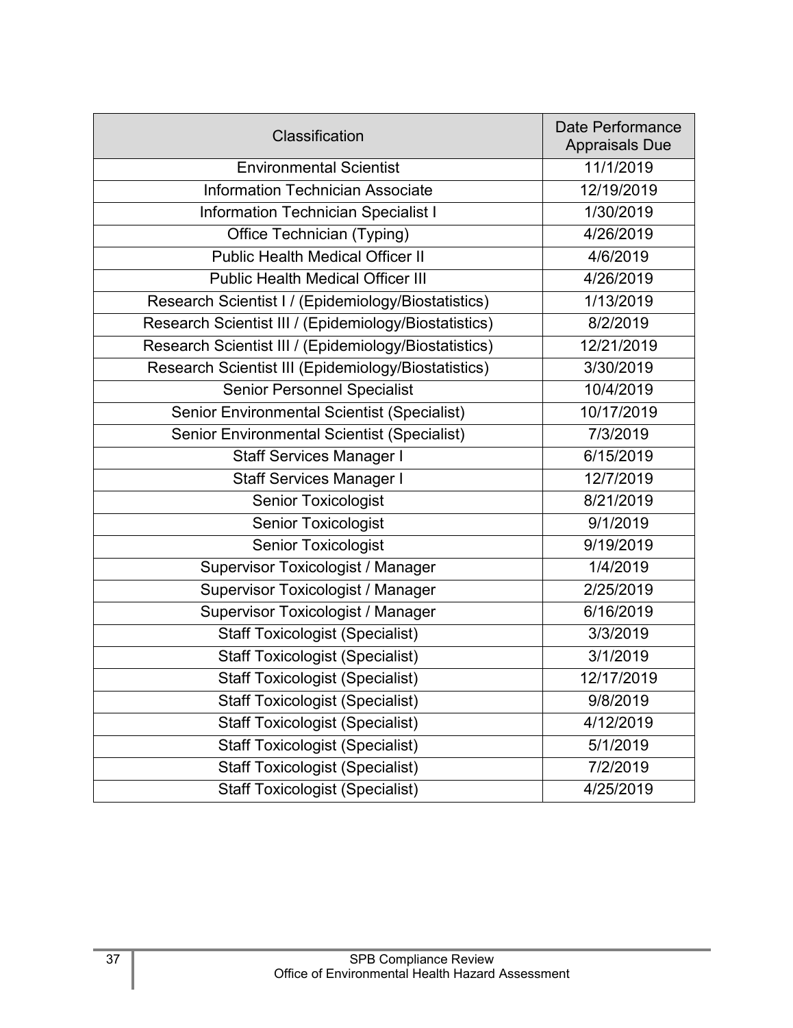| Classification | Date Performance Appraisals Due |
| --- | --- |
| Environmental Scientist | 11/1/2019 |
| Information Technician Associate | 12/19/2019 |
| Information Technician Specialist I | 1/30/2019 |
| Office Technician (Typing) | 4/26/2019 |
| Public Health Medical Officer II | 4/6/2019 |
| Public Health Medical Officer III | 4/26/2019 |
| Research Scientist I / (Epidemiology/Biostatistics) | 1/13/2019 |
| Research Scientist III / (Epidemiology/Biostatistics) | 8/2/2019 |
| Research Scientist III / (Epidemiology/Biostatistics) | 12/21/2019 |
| Research Scientist III (Epidemiology/Biostatistics) | 3/30/2019 |
| Senior Personnel Specialist | 10/4/2019 |
| Senior Environmental Scientist (Specialist) | 10/17/2019 |
| Senior Environmental Scientist (Specialist) | 7/3/2019 |
| Staff Services Manager I | 6/15/2019 |
| Staff Services Manager I | 12/7/2019 |
| Senior Toxicologist | 8/21/2019 |
| Senior Toxicologist | 9/1/2019 |
| Senior Toxicologist | 9/19/2019 |
| Supervisor Toxicologist / Manager | 1/4/2019 |
| Supervisor Toxicologist / Manager | 2/25/2019 |
| Supervisor Toxicologist / Manager | 6/16/2019 |
| Staff Toxicologist (Specialist) | 3/3/2019 |
| Staff Toxicologist (Specialist) | 3/1/2019 |
| Staff Toxicologist (Specialist) | 12/17/2019 |
| Staff Toxicologist (Specialist) | 9/8/2019 |
| Staff Toxicologist (Specialist) | 4/12/2019 |
| Staff Toxicologist (Specialist) | 5/1/2019 |
| Staff Toxicologist (Specialist) | 7/2/2019 |
| Staff Toxicologist (Specialist) | 4/25/2019 |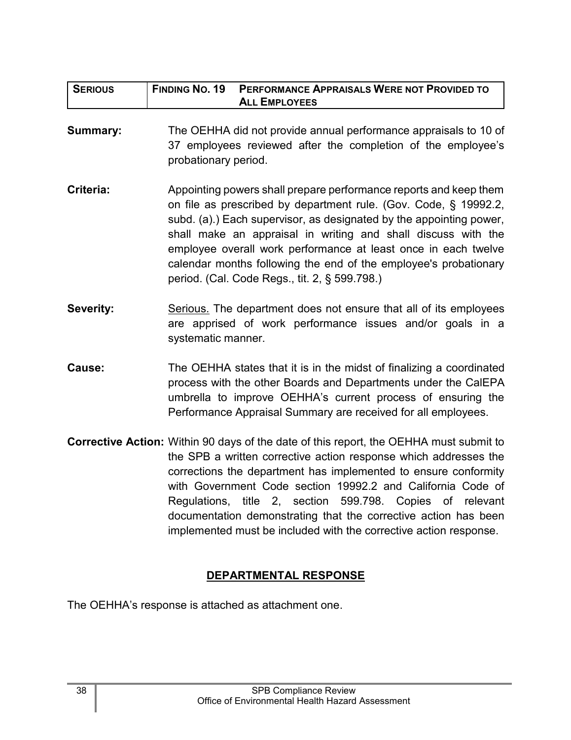| SERIOUS | FINDING NO. 19 | PERFORMANCE APPRAISALS WERE NOT PROVIDED TO ALL EMPLOYEES |
|---|---|---|

**Summary:** The OEHHA did not provide annual performance appraisals to 10 of 37 employees reviewed after the completion of the employee's probationary period.

**Criteria:** Appointing powers shall prepare performance reports and keep them on file as prescribed by department rule. (Gov. Code, § 19992.2, subd. (a).) Each supervisor, as designated by the appointing power, shall make an appraisal in writing and shall discuss with the employee overall work performance at least once in each twelve calendar months following the end of the employee's probationary period. (Cal. Code Regs., tit. 2, § 599.798.)

**Severity:** Serious. The department does not ensure that all of its employees are apprised of work performance issues and/or goals in a systematic manner.

**Cause:** The OEHHA states that it is in the midst of finalizing a coordinated process with the other Boards and Departments under the CalEPA umbrella to improve OEHHA's current process of ensuring the Performance Appraisal Summary are received for all employees.

**Corrective Action:** Within 90 days of the date of this report, the OEHHA must submit to the SPB a written corrective action response which addresses the corrections the department has implemented to ensure conformity with Government Code section 19992.2 and California Code of Regulations, title 2, section 599.798. Copies of relevant documentation demonstrating that the corrective action has been implemented must be included with the corrective action response.

## DEPARTMENTAL RESPONSE

The OEHHA's response is attached as attachment one.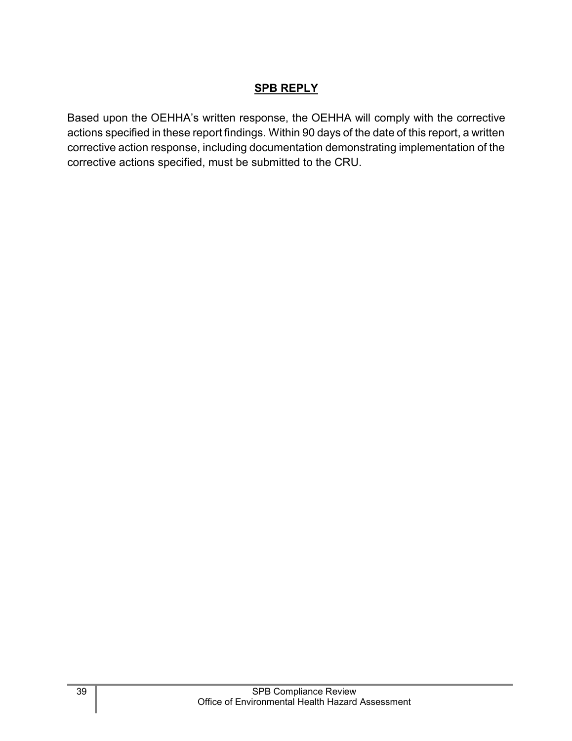## SPB REPLY

Based upon the OEHHA's written response, the OEHHA will comply with the corrective actions specified in these report findings. Within 90 days of the date of this report, a written corrective action response, including documentation demonstrating implementation of the corrective actions specified, must be submitted to the CRU.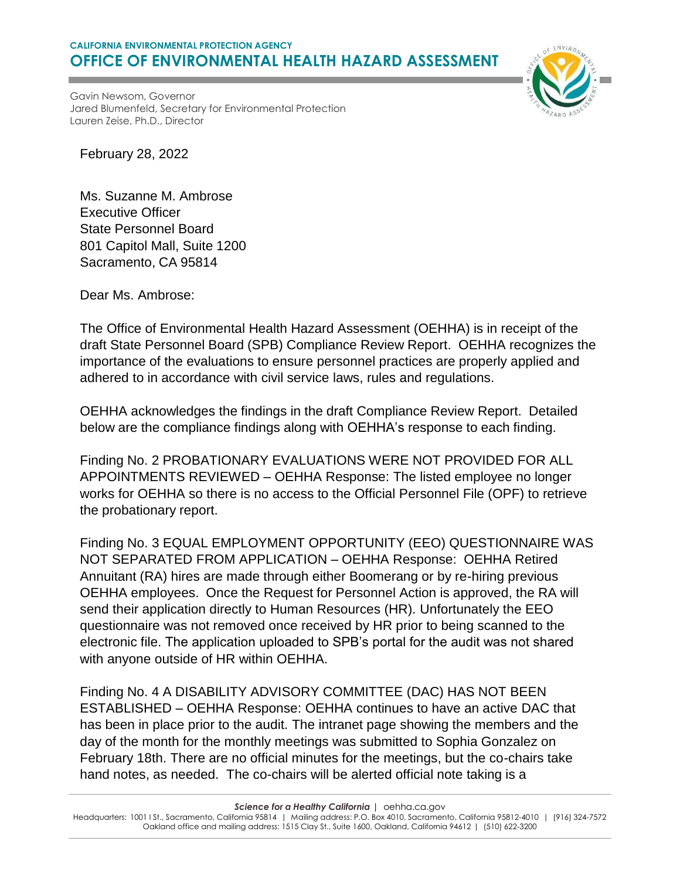**CALIFORNIA ENVIRONMENTAL PROTECTION AGENCY**
**OFFICE OF ENVIRONMENTAL HEALTH HAZARD ASSESSMENT**

Gavin Newsom, Governor
Jared Blumenfeld, Secretary for Environmental Protection
Lauren Zeise, Ph.D., Director

February 28, 2022

Ms. Suzanne M. Ambrose
Executive Officer
State Personnel Board
801 Capitol Mall, Suite 1200
Sacramento, CA 95814

Dear Ms. Ambrose:

The Office of Environmental Health Hazard Assessment (OEHHA) is in receipt of the draft State Personnel Board (SPB) Compliance Review Report. OEHHA recognizes the importance of the evaluations to ensure personnel practices are properly applied and adhered to in accordance with civil service laws, rules and regulations.

OEHHA acknowledges the findings in the draft Compliance Review Report. Detailed below are the compliance findings along with OEHHA's response to each finding.

Finding No. 2 PROBATIONARY EVALUATIONS WERE NOT PROVIDED FOR ALL APPOINTMENTS REVIEWED – OEHHA Response: The listed employee no longer works for OEHHA so there is no access to the Official Personnel File (OPF) to retrieve the probationary report.

Finding No. 3 EQUAL EMPLOYMENT OPPORTUNITY (EEO) QUESTIONNAIRE WAS NOT SEPARATED FROM APPLICATION – OEHHA Response: OEHHA Retired Annuitant (RA) hires are made through either Boomerang or by re-hiring previous OEHHA employees. Once the Request for Personnel Action is approved, the RA will send their application directly to Human Resources (HR). Unfortunately the EEO questionnaire was not removed once received by HR prior to being scanned to the electronic file. The application uploaded to SPB's portal for the audit was not shared with anyone outside of HR within OEHHA.

Finding No. 4 A DISABILITY ADVISORY COMMITTEE (DAC) HAS NOT BEEN ESTABLISHED – OEHHA Response: OEHHA continues to have an active DAC that has been in place prior to the audit. The intranet page showing the members and the day of the month for the monthly meetings was submitted to Sophia Gonzalez on February 18th. There are no official minutes for the meetings, but the co-chairs take hand notes, as needed. The co-chairs will be alerted official note taking is a

*Science for a Healthy California* | oehha.ca.gov
Headquarters: 1001 I St., Sacramento, California 95814 | Mailing address: P.O. Box 4010, Sacramento, California 95812-4010 | (916) 324-7572
Oakland office and mailing address: 1515 Clay St., Suite 1600, Oakland, California 94612 | (510) 622-3200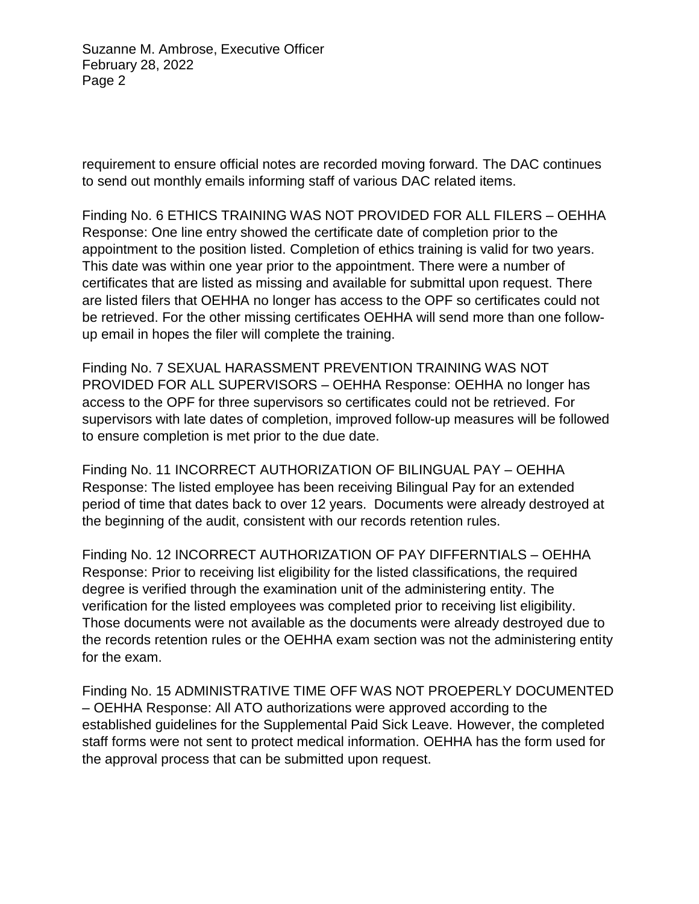requirement to ensure official notes are recorded moving forward. The DAC continues to send out monthly emails informing staff of various DAC related items.

Finding No. 6 ETHICS TRAINING WAS NOT PROVIDED FOR ALL FILERS – OEHHA Response: One line entry showed the certificate date of completion prior to the appointment to the position listed. Completion of ethics training is valid for two years. This date was within one year prior to the appointment. There were a number of certificates that are listed as missing and available for submittal upon request. There are listed filers that OEHHA no longer has access to the OPF so certificates could not be retrieved. For the other missing certificates OEHHA will send more than one follow-up email in hopes the filer will complete the training.

Finding No. 7 SEXUAL HARASSMENT PREVENTION TRAINING WAS NOT PROVIDED FOR ALL SUPERVISORS – OEHHA Response: OEHHA no longer has access to the OPF for three supervisors so certificates could not be retrieved. For supervisors with late dates of completion, improved follow-up measures will be followed to ensure completion is met prior to the due date.

Finding No. 11 INCORRECT AUTHORIZATION OF BILINGUAL PAY – OEHHA Response: The listed employee has been receiving Bilingual Pay for an extended period of time that dates back to over 12 years. Documents were already destroyed at the beginning of the audit, consistent with our records retention rules.

Finding No. 12 INCORRECT AUTHORIZATION OF PAY DIFFERNTIALS – OEHHA Response: Prior to receiving list eligibility for the listed classifications, the required degree is verified through the examination unit of the administering entity. The verification for the listed employees was completed prior to receiving list eligibility. Those documents were not available as the documents were already destroyed due to the records retention rules or the OEHHA exam section was not the administering entity for the exam.

Finding No. 15 ADMINISTRATIVE TIME OFF WAS NOT PROEPERLY DOCUMENTED – OEHHA Response: All ATO authorizations were approved according to the established guidelines for the Supplemental Paid Sick Leave. However, the completed staff forms were not sent to protect medical information. OEHHA has the form used for the approval process that can be submitted upon request.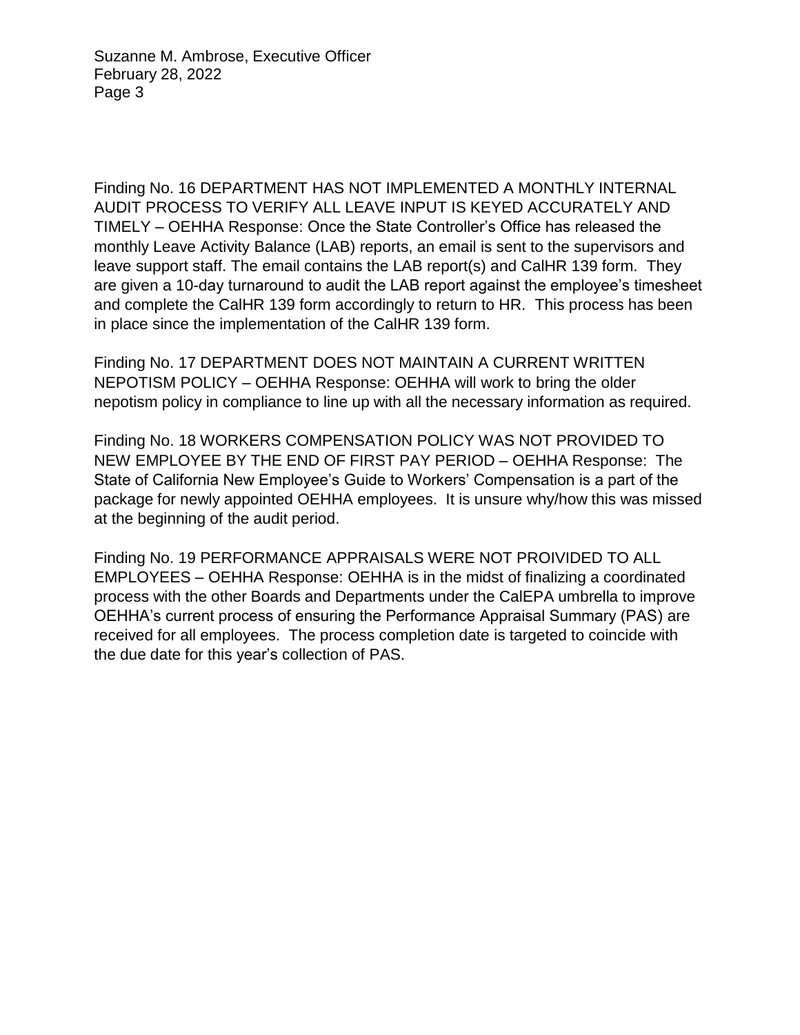Finding No. 16 DEPARTMENT HAS NOT IMPLEMENTED A MONTHLY INTERNAL AUDIT PROCESS TO VERIFY ALL LEAVE INPUT IS KEYED ACCURATELY AND TIMELY – OEHHA Response: Once the State Controller's Office has released the monthly Leave Activity Balance (LAB) reports, an email is sent to the supervisors and leave support staff. The email contains the LAB report(s) and CalHR 139 form. They are given a 10-day turnaround to audit the LAB report against the employee's timesheet and complete the CalHR 139 form accordingly to return to HR. This process has been in place since the implementation of the CalHR 139 form.

Finding No. 17 DEPARTMENT DOES NOT MAINTAIN A CURRENT WRITTEN NEPOTISM POLICY – OEHHA Response: OEHHA will work to bring the older nepotism policy in compliance to line up with all the necessary information as required.

Finding No. 18 WORKERS COMPENSATION POLICY WAS NOT PROVIDED TO NEW EMPLOYEE BY THE END OF FIRST PAY PERIOD – OEHHA Response: The State of California New Employee's Guide to Workers' Compensation is a part of the package for newly appointed OEHHA employees. It is unsure why/how this was missed at the beginning of the audit period.

Finding No. 19 PERFORMANCE APPRAISALS WERE NOT PROIVIDED TO ALL EMPLOYEES – OEHHA Response: OEHHA is in the midst of finalizing a coordinated process with the other Boards and Departments under the CalEPA umbrella to improve OEHHA's current process of ensuring the Performance Appraisal Summary (PAS) are received for all employees. The process completion date is targeted to coincide with the due date for this year's collection of PAS.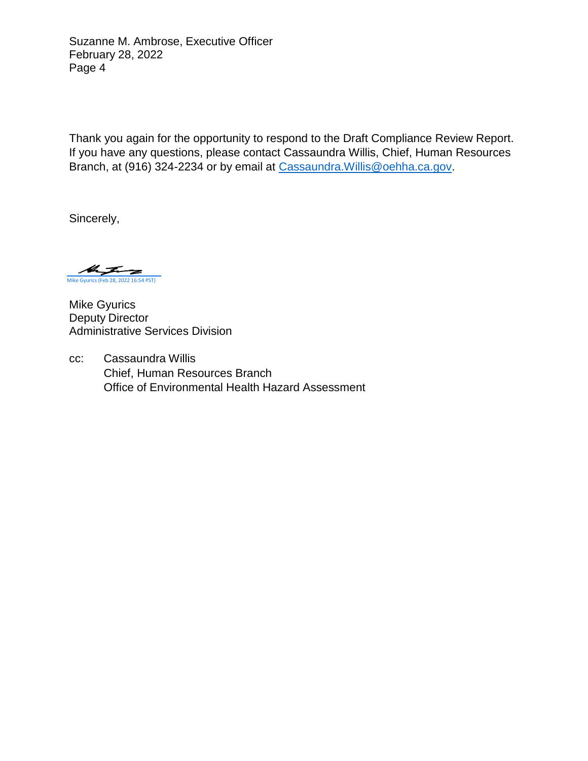Thank you again for the opportunity to respond to the Draft Compliance Review Report. If you have any questions, please contact Cassaundra Willis, Chief, Human Resources Branch, at (916) 324-2234 or by email at [Cassaundra.Willis@oehha.ca.gov](mailto:Cassaundra.Willis@oehha.ca.gov).

Sincerely,

Mike Gyurics (Feb 28, 2022 16:54 PST)

Mike Gyurics
Deputy Director
Administrative Services Division

cc: Cassaundra Willis
Chief, Human Resources Branch
Office of Environmental Health Hazard Assessment